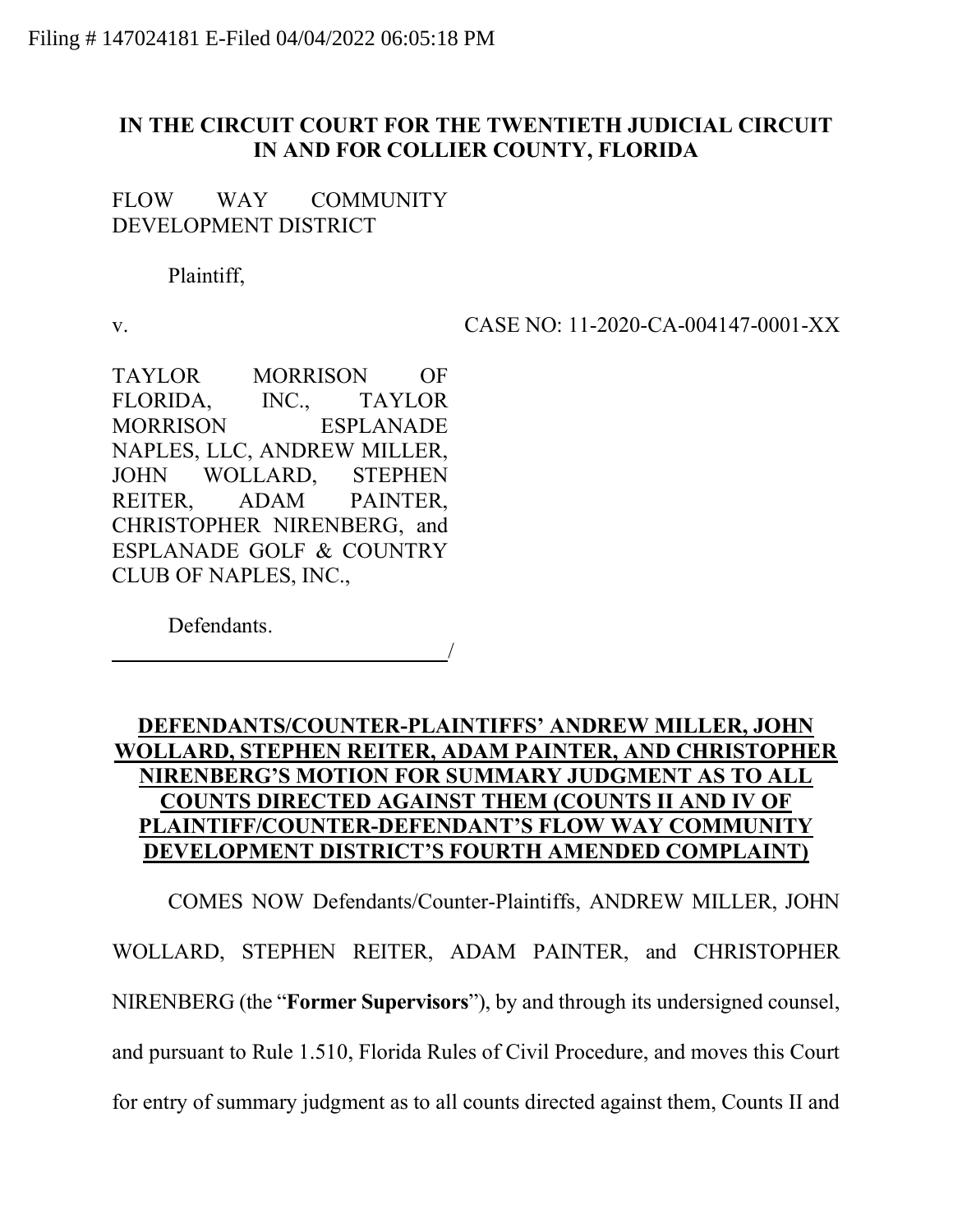Filing # 147024181 E-Filed 04/04/2022 06:05:18 PM

**IN THE CIRCUIT COURT FOR THE TWENTIETH JUDICIAL CIRCUIT IN AND FOR COLLIER COUNTY, FLORIDA**

FLOW WAY COMMUNITY DEVELOPMENT DISTRICT

Plaintiff,

v. CASE NO: 11-2020-CA-004147-0001-XX

TAYLOR MORRISON OF FLORIDA, INC., TAYLOR MORRISON ESPLANADE NAPLES, LLC, ANDREW MILLER, JOHN WOLLARD, STEPHEN REITER, ADAM PAINTER, CHRISTOPHER NIRENBERG, and ESPLANADE GOLF & COUNTRY CLUB OF NAPLES, INC.,

Defendants.

_______________________________/

**DEFENDANTS/COUNTER-PLAINTIFFS' ANDREW MILLER, JOHN WOLLARD, STEPHEN REITER, ADAM PAINTER, AND CHRISTOPHER NIRENBERG'S MOTION FOR SUMMARY JUDGMENT AS TO ALL COUNTS DIRECTED AGAINST THEM (COUNTS II AND IV OF PLAINTIFF/COUNTER-DEFENDANT'S FLOW WAY COMMUNITY DEVELOPMENT DISTRICT'S FOURTH AMENDED COMPLAINT)**

COMES NOW Defendants/Counter-Plaintiffs, ANDREW MILLER, JOHN WOLLARD, STEPHEN REITER, ADAM PAINTER, and CHRISTOPHER NIRENBERG (the "**Former Supervisors**"), by and through its undersigned counsel, and pursuant to Rule 1.510, Florida Rules of Civil Procedure, and moves this Court for entry of summary judgment as to all counts directed against them, Counts II and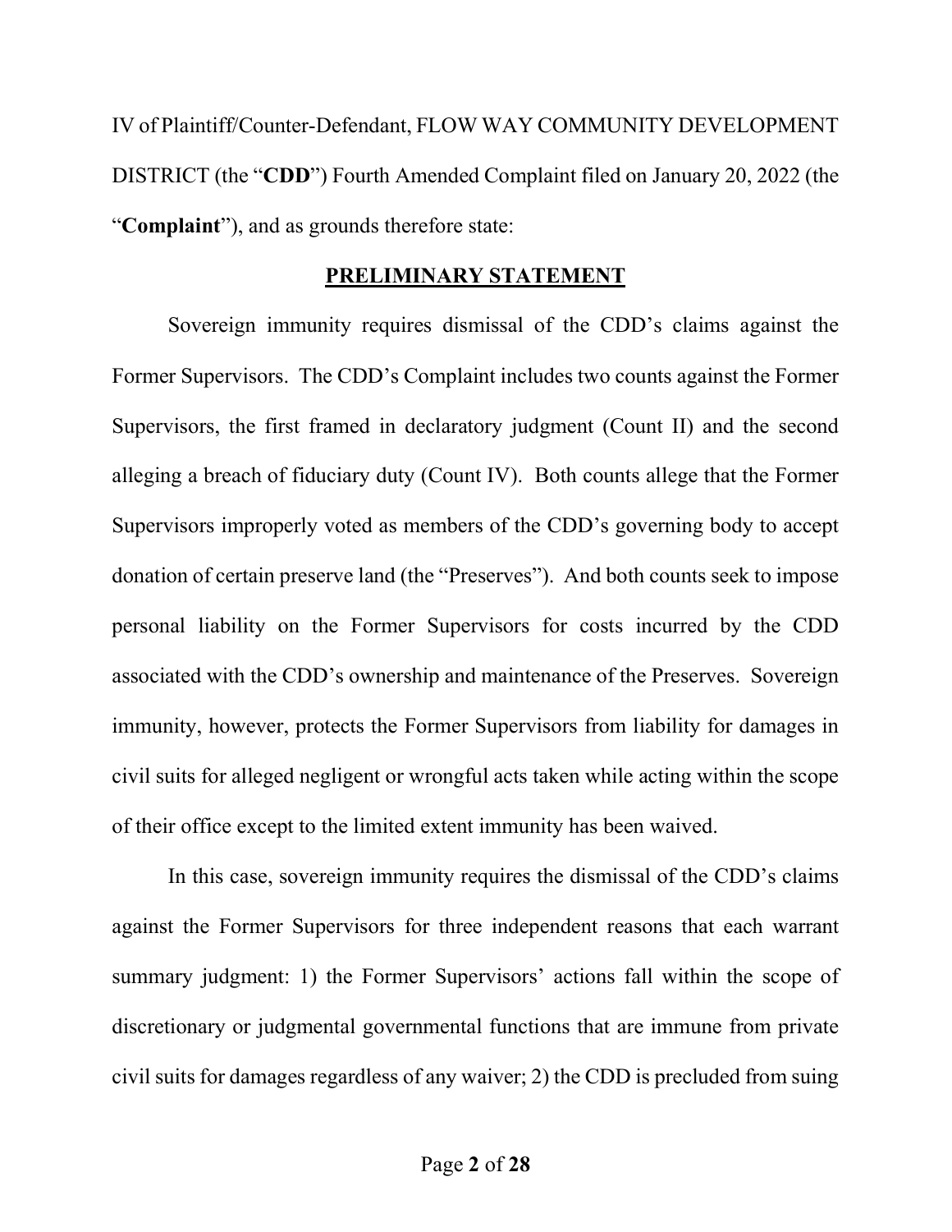IV of Plaintiff/Counter-Defendant, FLOW WAY COMMUNITY DEVELOPMENT DISTRICT (the "**CDD**") Fourth Amended Complaint filed on January 20, 2022 (the "**Complaint**"), and as grounds therefore state:

## PRELIMINARY STATEMENT

Sovereign immunity requires dismissal of the CDD's claims against the Former Supervisors. The CDD's Complaint includes two counts against the Former Supervisors, the first framed in declaratory judgment (Count II) and the second alleging a breach of fiduciary duty (Count IV). Both counts allege that the Former Supervisors improperly voted as members of the CDD's governing body to accept donation of certain preserve land (the "Preserves"). And both counts seek to impose personal liability on the Former Supervisors for costs incurred by the CDD associated with the CDD's ownership and maintenance of the Preserves. Sovereign immunity, however, protects the Former Supervisors from liability for damages in civil suits for alleged negligent or wrongful acts taken while acting within the scope of their office except to the limited extent immunity has been waived.

In this case, sovereign immunity requires the dismissal of the CDD's claims against the Former Supervisors for three independent reasons that each warrant summary judgment: 1) the Former Supervisors' actions fall within the scope of discretionary or judgmental governmental functions that are immune from private civil suits for damages regardless of any waiver; 2) the CDD is precluded from suing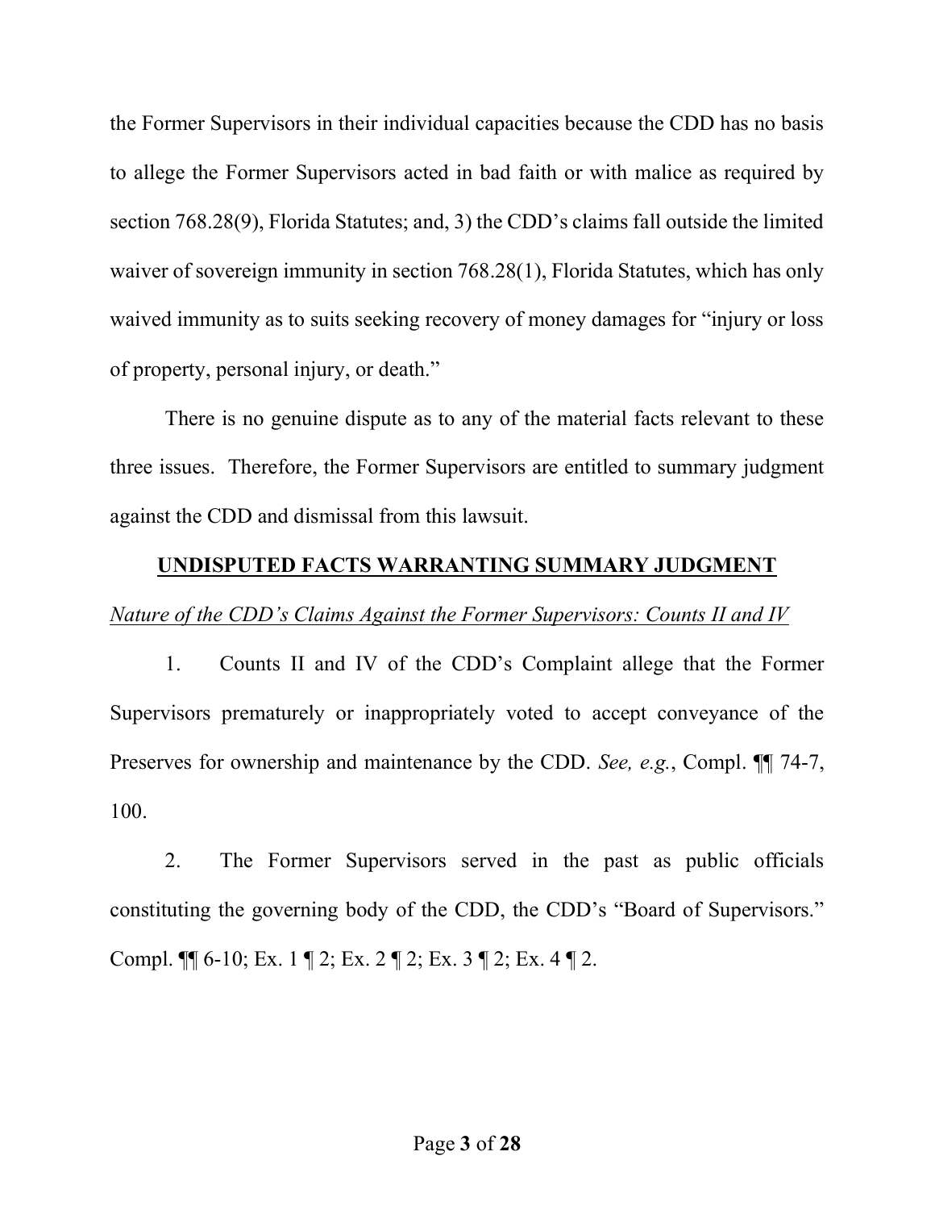the Former Supervisors in their individual capacities because the CDD has no basis to allege the Former Supervisors acted in bad faith or with malice as required by section 768.28(9), Florida Statutes; and, 3) the CDD's claims fall outside the limited waiver of sovereign immunity in section 768.28(1), Florida Statutes, which has only waived immunity as to suits seeking recovery of money damages for "injury or loss of property, personal injury, or death."

There is no genuine dispute as to any of the material facts relevant to these three issues. Therefore, the Former Supervisors are entitled to summary judgment against the CDD and dismissal from this lawsuit.

## UNDISPUTED FACTS WARRANTING SUMMARY JUDGMENT

*Nature of the CDD's Claims Against the Former Supervisors: Counts II and IV*

1. Counts II and IV of the CDD's Complaint allege that the Former Supervisors prematurely or inappropriately voted to accept conveyance of the Preserves for ownership and maintenance by the CDD. *See, e.g.*, Compl. ¶¶ 74-7, 100.

2. The Former Supervisors served in the past as public officials constituting the governing body of the CDD, the CDD's "Board of Supervisors." Compl. ¶¶ 6-10; Ex. 1 ¶ 2; Ex. 2 ¶ 2; Ex. 3 ¶ 2; Ex. 4 ¶ 2.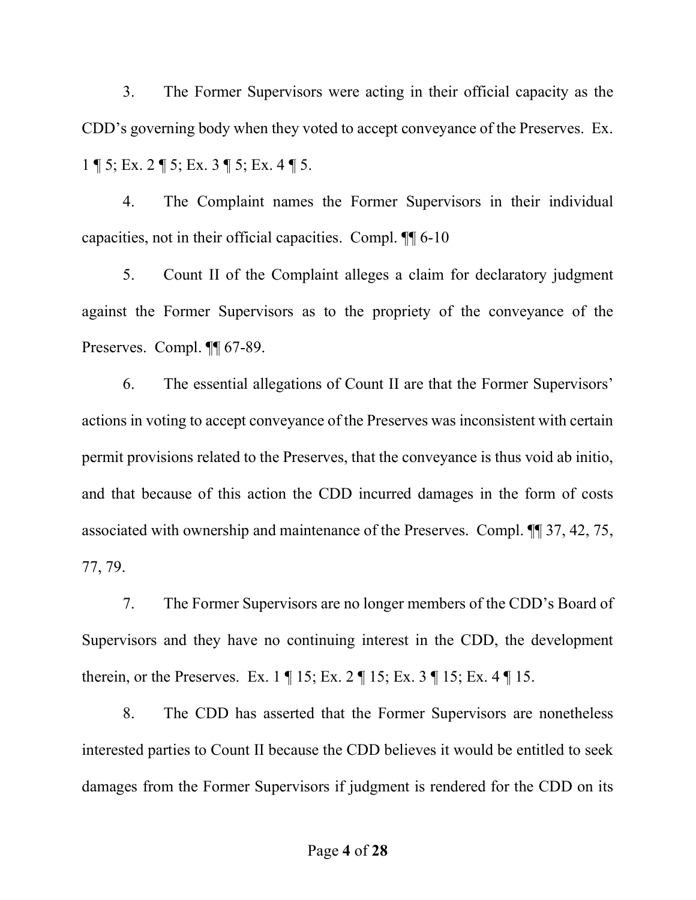3. The Former Supervisors were acting in their official capacity as the CDD's governing body when they voted to accept conveyance of the Preserves. Ex. 1 ¶ 5; Ex. 2 ¶ 5; Ex. 3 ¶ 5; Ex. 4 ¶ 5.

4. The Complaint names the Former Supervisors in their individual capacities, not in their official capacities. Compl. ¶¶ 6-10

5. Count II of the Complaint alleges a claim for declaratory judgment against the Former Supervisors as to the propriety of the conveyance of the Preserves. Compl. ¶¶ 67-89.

6. The essential allegations of Count II are that the Former Supervisors' actions in voting to accept conveyance of the Preserves was inconsistent with certain permit provisions related to the Preserves, that the conveyance is thus void ab initio, and that because of this action the CDD incurred damages in the form of costs associated with ownership and maintenance of the Preserves. Compl. ¶¶ 37, 42, 75, 77, 79.

7. The Former Supervisors are no longer members of the CDD's Board of Supervisors and they have no continuing interest in the CDD, the development therein, or the Preserves. Ex. 1 ¶ 15; Ex. 2 ¶ 15; Ex. 3 ¶ 15; Ex. 4 ¶ 15.

8. The CDD has asserted that the Former Supervisors are nonetheless interested parties to Count II because the CDD believes it would be entitled to seek damages from the Former Supervisors if judgment is rendered for the CDD on its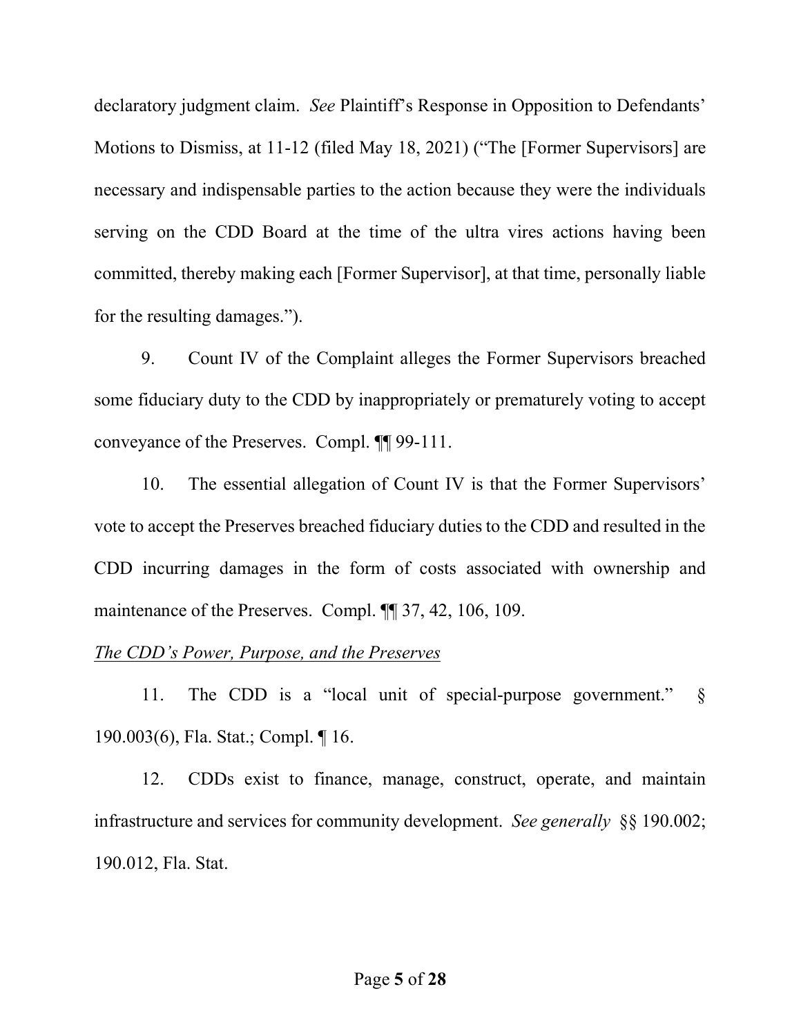declaratory judgment claim. *See* Plaintiff's Response in Opposition to Defendants' Motions to Dismiss, at 11-12 (filed May 18, 2021) ("The [Former Supervisors] are necessary and indispensable parties to the action because they were the individuals serving on the CDD Board at the time of the ultra vires actions having been committed, thereby making each [Former Supervisor], at that time, personally liable for the resulting damages.").

9. Count IV of the Complaint alleges the Former Supervisors breached some fiduciary duty to the CDD by inappropriately or prematurely voting to accept conveyance of the Preserves. Compl. ¶¶ 99-111.

10. The essential allegation of Count IV is that the Former Supervisors' vote to accept the Preserves breached fiduciary duties to the CDD and resulted in the CDD incurring damages in the form of costs associated with ownership and maintenance of the Preserves. Compl. ¶¶ 37, 42, 106, 109.

*The CDD's Power, Purpose, and the Preserves*

11. The CDD is a "local unit of special-purpose government." § 190.003(6), Fla. Stat.; Compl. ¶ 16.

12. CDDs exist to finance, manage, construct, operate, and maintain infrastructure and services for community development. *See generally* §§ 190.002; 190.012, Fla. Stat.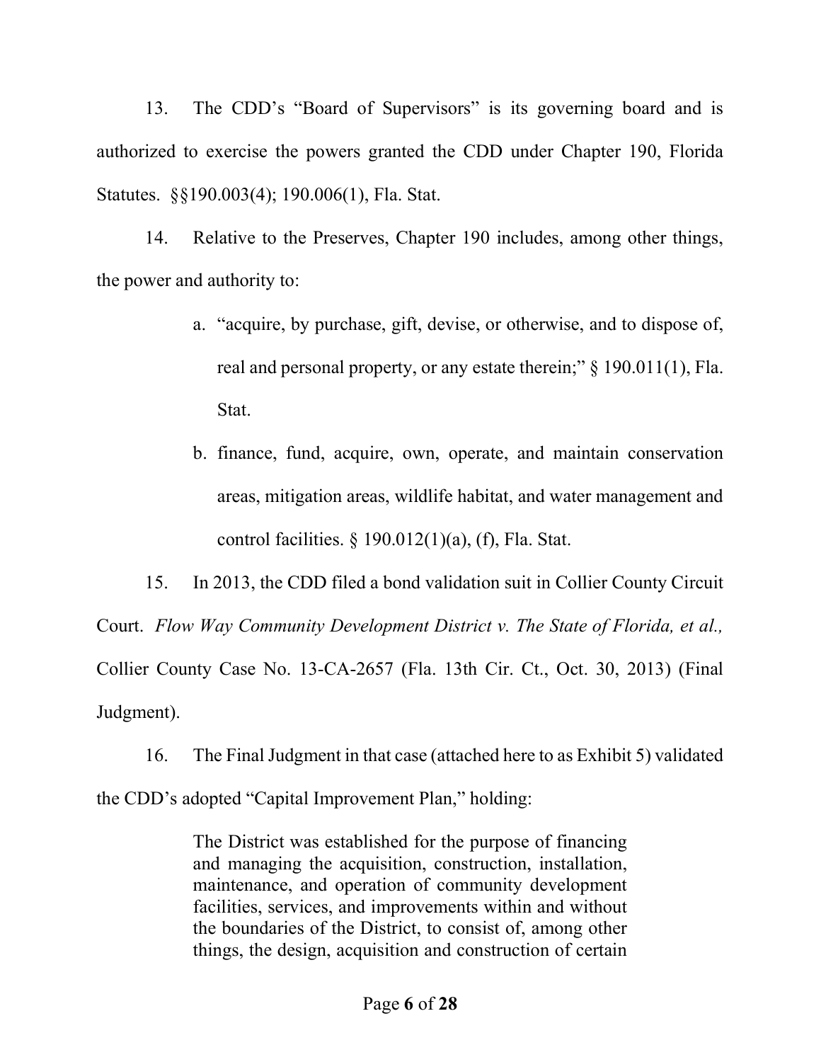13. The CDD's "Board of Supervisors" is its governing board and is authorized to exercise the powers granted the CDD under Chapter 190, Florida Statutes. §§190.003(4); 190.006(1), Fla. Stat.

14. Relative to the Preserves, Chapter 190 includes, among other things, the power and authority to:

a. "acquire, by purchase, gift, devise, or otherwise, and to dispose of, real and personal property, or any estate therein;" § 190.011(1), Fla. Stat.

b. finance, fund, acquire, own, operate, and maintain conservation areas, mitigation areas, wildlife habitat, and water management and control facilities. § 190.012(1)(a), (f), Fla. Stat.

15. In 2013, the CDD filed a bond validation suit in Collier County Circuit Court. *Flow Way Community Development District v. The State of Florida, et al.,* Collier County Case No. 13-CA-2657 (Fla. 13th Cir. Ct., Oct. 30, 2013) (Final Judgment).

16. The Final Judgment in that case (attached here to as Exhibit 5) validated the CDD's adopted "Capital Improvement Plan," holding:

> The District was established for the purpose of financing and managing the acquisition, construction, installation, maintenance, and operation of community development facilities, services, and improvements within and without the boundaries of the District, to consist of, among other things, the design, acquisition and construction of certain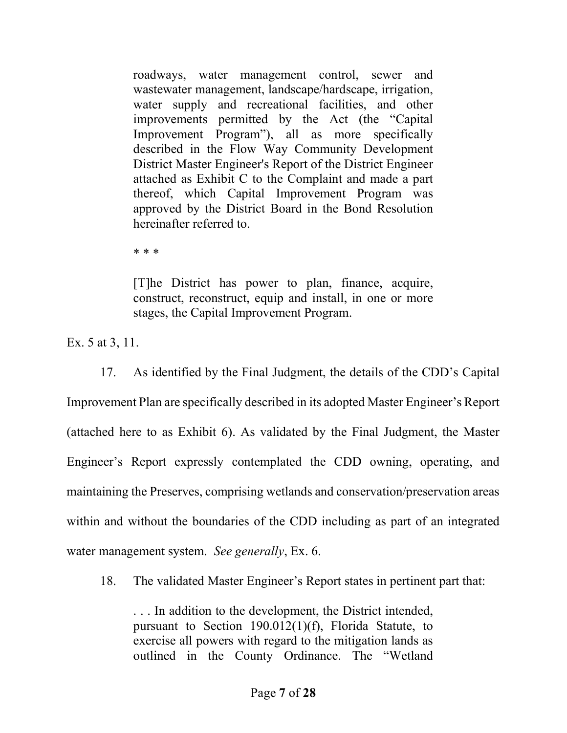> roadways, water management control, sewer and wastewater management, landscape/hardscape, irrigation, water supply and recreational facilities, and other improvements permitted by the Act (the "Capital Improvement Program"), all as more specifically described in the Flow Way Community Development District Master Engineer's Report of the District Engineer attached as Exhibit C to the Complaint and made a part thereof, which Capital Improvement Program was approved by the District Board in the Bond Resolution hereinafter referred to.
>
> * * *
>
> [T]he District has power to plan, finance, acquire, construct, reconstruct, equip and install, in one or more stages, the Capital Improvement Program.

Ex. 5 at 3, 11.

17. As identified by the Final Judgment, the details of the CDD's Capital Improvement Plan are specifically described in its adopted Master Engineer's Report (attached here to as Exhibit 6). As validated by the Final Judgment, the Master Engineer's Report expressly contemplated the CDD owning, operating, and maintaining the Preserves, comprising wetlands and conservation/preservation areas within and without the boundaries of the CDD including as part of an integrated water management system. *See generally*, Ex. 6.

18. The validated Master Engineer's Report states in pertinent part that:

> . . . In addition to the development, the District intended, pursuant to Section 190.012(1)(f), Florida Statute, to exercise all powers with regard to the mitigation lands as outlined in the County Ordinance. The "Wetland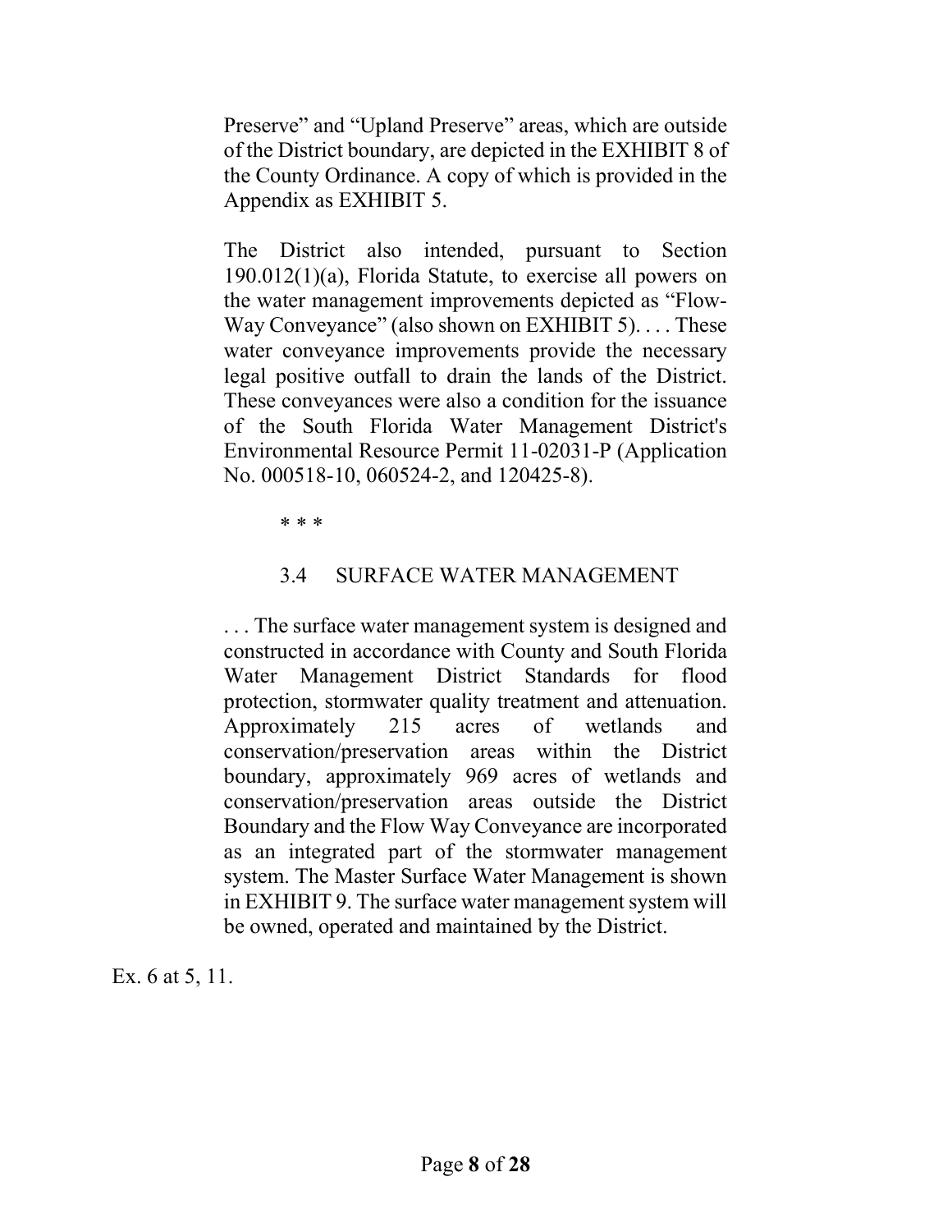> Preserve" and "Upland Preserve" areas, which are outside of the District boundary, are depicted in the EXHIBIT 8 of the County Ordinance. A copy of which is provided in the Appendix as EXHIBIT 5.
>
> The District also intended, pursuant to Section 190.012(1)(a), Florida Statute, to exercise all powers on the water management improvements depicted as "Flow-Way Conveyance" (also shown on EXHIBIT 5). . . . These water conveyance improvements provide the necessary legal positive outfall to drain the lands of the District. These conveyances were also a condition for the issuance of the South Florida Water Management District's Environmental Resource Permit 11-02031-P (Application No. 000518-10, 060524-2, and 120425-8).
>
> \* \* \*
>
> 3.4 SURFACE WATER MANAGEMENT
>
> . . . The surface water management system is designed and constructed in accordance with County and South Florida Water Management District Standards for flood protection, stormwater quality treatment and attenuation. Approximately 215 acres of wetlands and conservation/preservation areas within the District boundary, approximately 969 acres of wetlands and conservation/preservation areas outside the District Boundary and the Flow Way Conveyance are incorporated as an integrated part of the stormwater management system. The Master Surface Water Management is shown in EXHIBIT 9. The surface water management system will be owned, operated and maintained by the District.

Ex. 6 at 5, 11.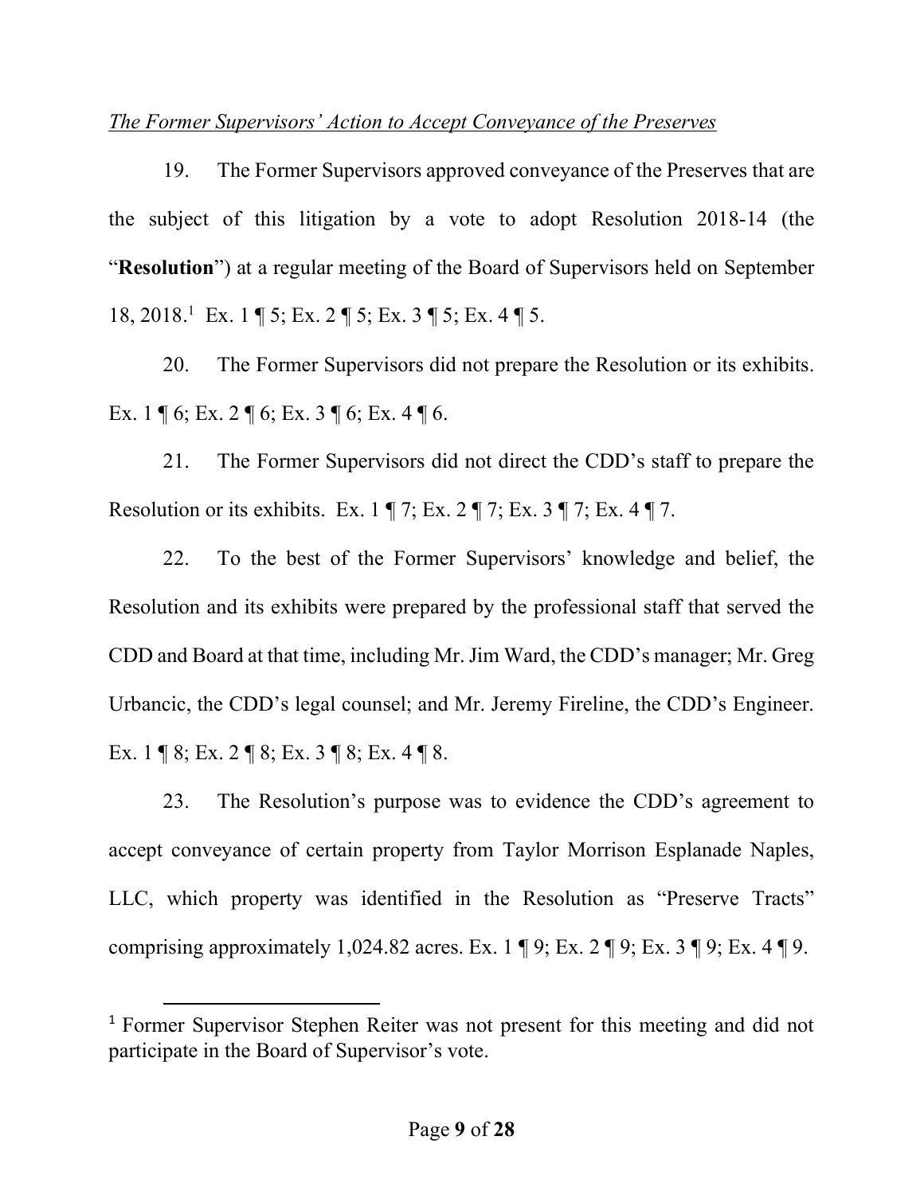*The Former Supervisors' Action to Accept Conveyance of the Preserves*

19. The Former Supervisors approved conveyance of the Preserves that are the subject of this litigation by a vote to adopt Resolution 2018-14 (the "**Resolution**") at a regular meeting of the Board of Supervisors held on September 18, 2018.[1] Ex. 1 ¶ 5; Ex. 2 ¶ 5; Ex. 3 ¶ 5; Ex. 4 ¶ 5.

20. The Former Supervisors did not prepare the Resolution or its exhibits. Ex. 1 ¶ 6; Ex. 2 ¶ 6; Ex. 3 ¶ 6; Ex. 4 ¶ 6.

21. The Former Supervisors did not direct the CDD's staff to prepare the Resolution or its exhibits. Ex. 1 ¶ 7; Ex. 2 ¶ 7; Ex. 3 ¶ 7; Ex. 4 ¶ 7.

22. To the best of the Former Supervisors' knowledge and belief, the Resolution and its exhibits were prepared by the professional staff that served the CDD and Board at that time, including Mr. Jim Ward, the CDD's manager; Mr. Greg Urbancic, the CDD's legal counsel; and Mr. Jeremy Fireline, the CDD's Engineer. Ex. 1 ¶ 8; Ex. 2 ¶ 8; Ex. 3 ¶ 8; Ex. 4 ¶ 8.

23. The Resolution's purpose was to evidence the CDD's agreement to accept conveyance of certain property from Taylor Morrison Esplanade Naples, LLC, which property was identified in the Resolution as "Preserve Tracts" comprising approximately 1,024.82 acres. Ex. 1 ¶ 9; Ex. 2 ¶ 9; Ex. 3 ¶ 9; Ex. 4 ¶ 9.

[1] Former Supervisor Stephen Reiter was not present for this meeting and did not participate in the Board of Supervisor's vote.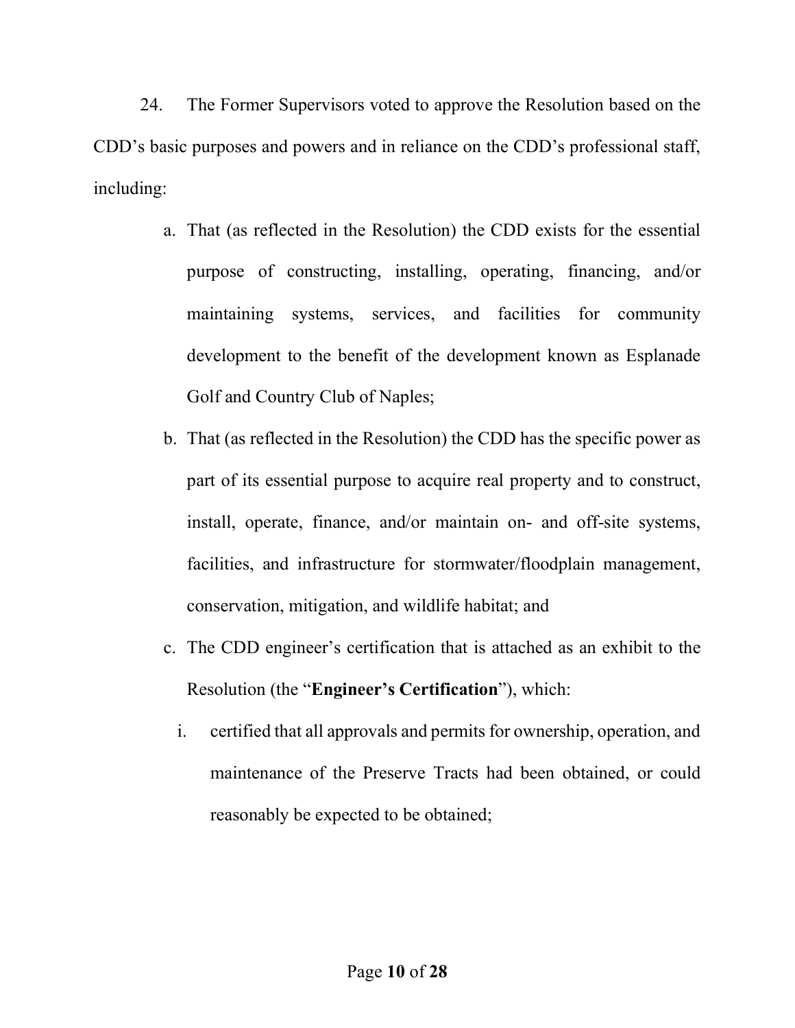24. The Former Supervisors voted to approve the Resolution based on the CDD's basic purposes and powers and in reliance on the CDD's professional staff, including:

a. That (as reflected in the Resolution) the CDD exists for the essential purpose of constructing, installing, operating, financing, and/or maintaining systems, services, and facilities for community development to the benefit of the development known as Esplanade Golf and Country Club of Naples;

b. That (as reflected in the Resolution) the CDD has the specific power as part of its essential purpose to acquire real property and to construct, install, operate, finance, and/or maintain on- and off-site systems, facilities, and infrastructure for stormwater/floodplain management, conservation, mitigation, and wildlife habitat; and

c. The CDD engineer's certification that is attached as an exhibit to the Resolution (the "**Engineer's Certification**"), which:

   i. certified that all approvals and permits for ownership, operation, and maintenance of the Preserve Tracts had been obtained, or could reasonably be expected to be obtained;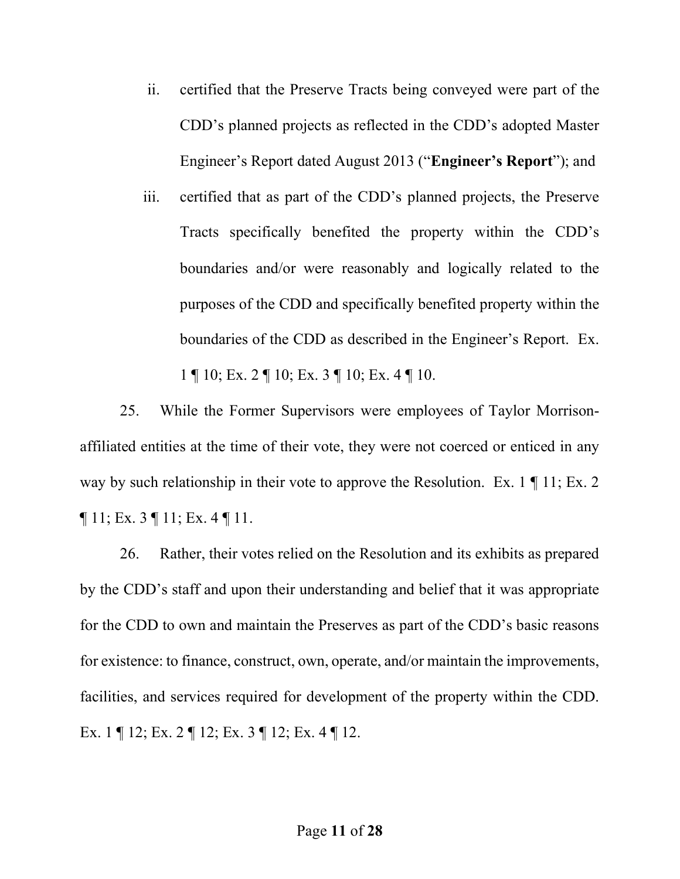ii. certified that the Preserve Tracts being conveyed were part of the CDD's planned projects as reflected in the CDD's adopted Master Engineer's Report dated August 2013 ("**Engineer's Report**"); and

iii. certified that as part of the CDD's planned projects, the Preserve Tracts specifically benefited the property within the CDD's boundaries and/or were reasonably and logically related to the purposes of the CDD and specifically benefited property within the boundaries of the CDD as described in the Engineer's Report. Ex. 1 ¶ 10; Ex. 2 ¶ 10; Ex. 3 ¶ 10; Ex. 4 ¶ 10.

25. While the Former Supervisors were employees of Taylor Morrison-affiliated entities at the time of their vote, they were not coerced or enticed in any way by such relationship in their vote to approve the Resolution. Ex. 1 ¶ 11; Ex. 2 ¶ 11; Ex. 3 ¶ 11; Ex. 4 ¶ 11.

26. Rather, their votes relied on the Resolution and its exhibits as prepared by the CDD's staff and upon their understanding and belief that it was appropriate for the CDD to own and maintain the Preserves as part of the CDD's basic reasons for existence: to finance, construct, own, operate, and/or maintain the improvements, facilities, and services required for development of the property within the CDD. Ex. 1 ¶ 12; Ex. 2 ¶ 12; Ex. 3 ¶ 12; Ex. 4 ¶ 12.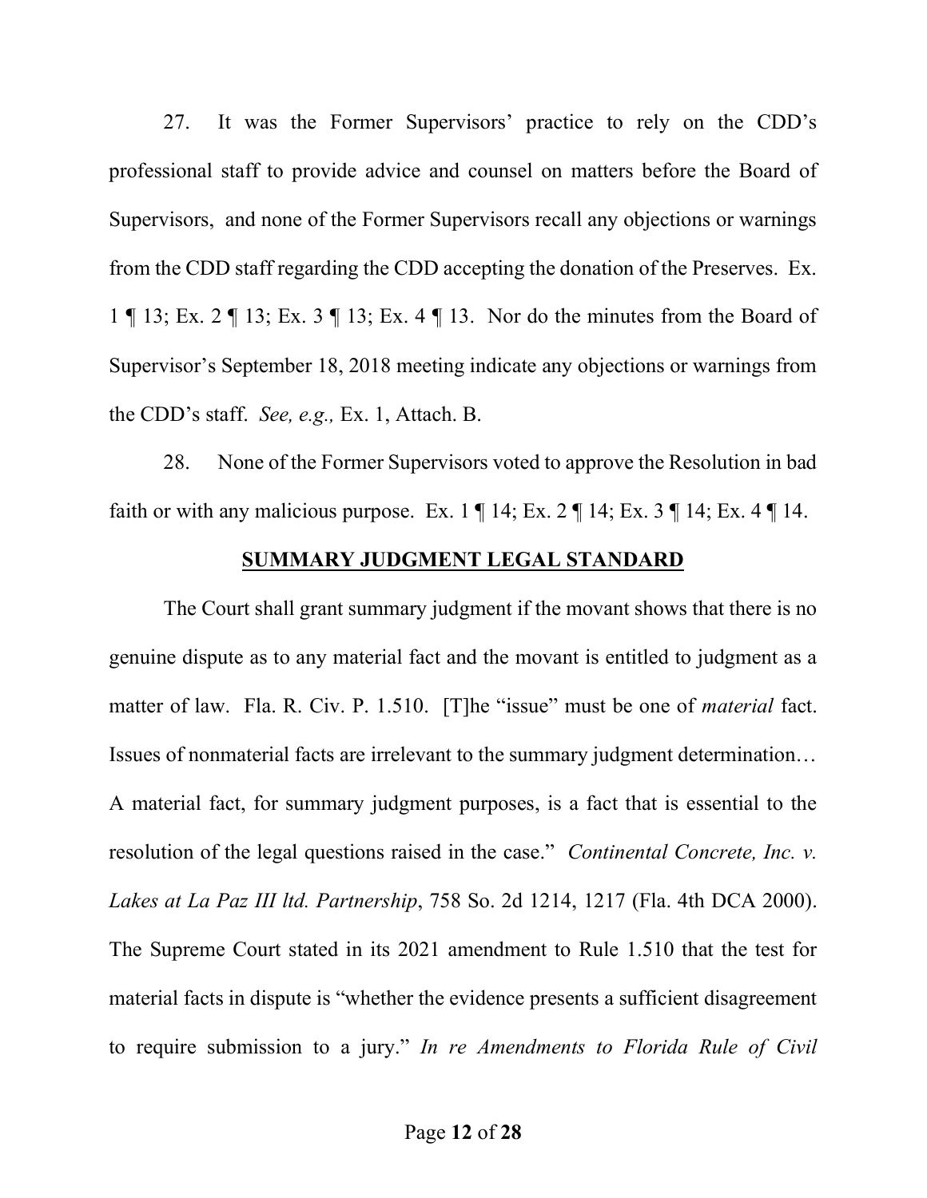27. It was the Former Supervisors' practice to rely on the CDD's professional staff to provide advice and counsel on matters before the Board of Supervisors, and none of the Former Supervisors recall any objections or warnings from the CDD staff regarding the CDD accepting the donation of the Preserves. Ex. 1 ¶ 13; Ex. 2 ¶ 13; Ex. 3 ¶ 13; Ex. 4 ¶ 13. Nor do the minutes from the Board of Supervisor's September 18, 2018 meeting indicate any objections or warnings from the CDD's staff. *See, e.g.,* Ex. 1, Attach. B.

28. None of the Former Supervisors voted to approve the Resolution in bad faith or with any malicious purpose. Ex. 1 ¶ 14; Ex. 2 ¶ 14; Ex. 3 ¶ 14; Ex. 4 ¶ 14.

## SUMMARY JUDGMENT LEGAL STANDARD

The Court shall grant summary judgment if the movant shows that there is no genuine dispute as to any material fact and the movant is entitled to judgment as a matter of law. Fla. R. Civ. P. 1.510. [T]he "issue" must be one of *material* fact. Issues of nonmaterial facts are irrelevant to the summary judgment determination… A material fact, for summary judgment purposes, is a fact that is essential to the resolution of the legal questions raised in the case." *Continental Concrete, Inc. v. Lakes at La Paz III ltd. Partnership*, 758 So. 2d 1214, 1217 (Fla. 4th DCA 2000). The Supreme Court stated in its 2021 amendment to Rule 1.510 that the test for material facts in dispute is "whether the evidence presents a sufficient disagreement to require submission to a jury." *In re Amendments to Florida Rule of Civil*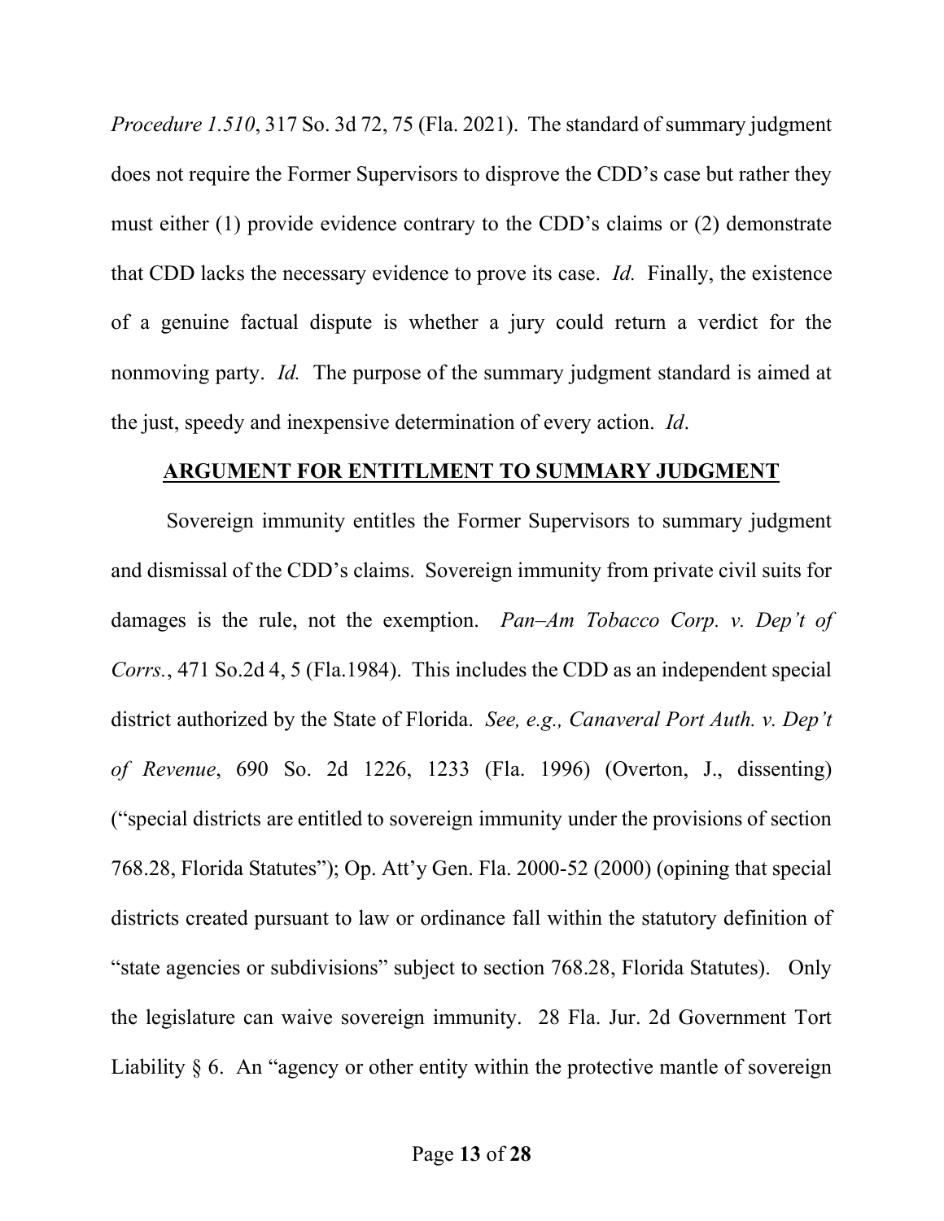*Procedure 1.510*, 317 So. 3d 72, 75 (Fla. 2021). The standard of summary judgment does not require the Former Supervisors to disprove the CDD's case but rather they must either (1) provide evidence contrary to the CDD's claims or (2) demonstrate that CDD lacks the necessary evidence to prove its case. *Id.* Finally, the existence of a genuine factual dispute is whether a jury could return a verdict for the nonmoving party. *Id.* The purpose of the summary judgment standard is aimed at the just, speedy and inexpensive determination of every action. *Id*.

**ARGUMENT FOR ENTITLMENT TO SUMMARY JUDGMENT**

Sovereign immunity entitles the Former Supervisors to summary judgment and dismissal of the CDD's claims. Sovereign immunity from private civil suits for damages is the rule, not the exemption. *Pan–Am Tobacco Corp. v. Dep't of Corrs.*, 471 So.2d 4, 5 (Fla.1984). This includes the CDD as an independent special district authorized by the State of Florida. *See, e.g., Canaveral Port Auth. v. Dep't of Revenue*, 690 So. 2d 1226, 1233 (Fla. 1996) (Overton, J., dissenting) ("special districts are entitled to sovereign immunity under the provisions of section 768.28, Florida Statutes"); Op. Att'y Gen. Fla. 2000-52 (2000) (opining that special districts created pursuant to law or ordinance fall within the statutory definition of "state agencies or subdivisions" subject to section 768.28, Florida Statutes). Only the legislature can waive sovereign immunity. 28 Fla. Jur. 2d Government Tort Liability § 6. An "agency or other entity within the protective mantle of sovereign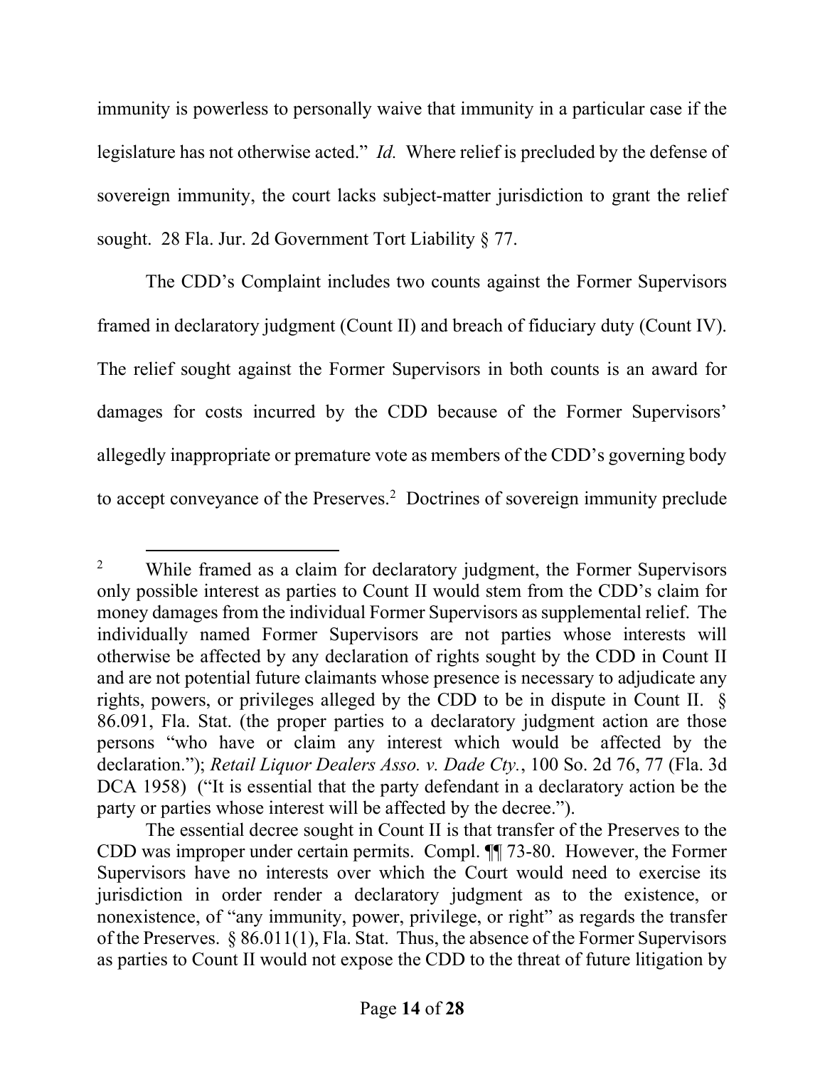immunity is powerless to personally waive that immunity in a particular case if the legislature has not otherwise acted." *Id.* Where relief is precluded by the defense of sovereign immunity, the court lacks subject-matter jurisdiction to grant the relief sought. 28 Fla. Jur. 2d Government Tort Liability § 77.

The CDD's Complaint includes two counts against the Former Supervisors framed in declaratory judgment (Count II) and breach of fiduciary duty (Count IV). The relief sought against the Former Supervisors in both counts is an award for damages for costs incurred by the CDD because of the Former Supervisors' allegedly inappropriate or premature vote as members of the CDD's governing body to accept conveyance of the Preserves.[2] Doctrines of sovereign immunity preclude

---

[2] While framed as a claim for declaratory judgment, the Former Supervisors only possible interest as parties to Count II would stem from the CDD's claim for money damages from the individual Former Supervisors as supplemental relief. The individually named Former Supervisors are not parties whose interests will otherwise be affected by any declaration of rights sought by the CDD in Count II and are not potential future claimants whose presence is necessary to adjudicate any rights, powers, or privileges alleged by the CDD to be in dispute in Count II. § 86.091, Fla. Stat. (the proper parties to a declaratory judgment action are those persons "who have or claim any interest which would be affected by the declaration."); *Retail Liquor Dealers Asso. v. Dade Cty.*, 100 So. 2d 76, 77 (Fla. 3d DCA 1958) ("It is essential that the party defendant in a declaratory action be the party or parties whose interest will be affected by the decree.").

The essential decree sought in Count II is that transfer of the Preserves to the CDD was improper under certain permits. Compl. ¶¶ 73-80. However, the Former Supervisors have no interests over which the Court would need to exercise its jurisdiction in order render a declaratory judgment as to the existence, or nonexistence, of "any immunity, power, privilege, or right" as regards the transfer of the Preserves. § 86.011(1), Fla. Stat. Thus, the absence of the Former Supervisors as parties to Count II would not expose the CDD to the threat of future litigation by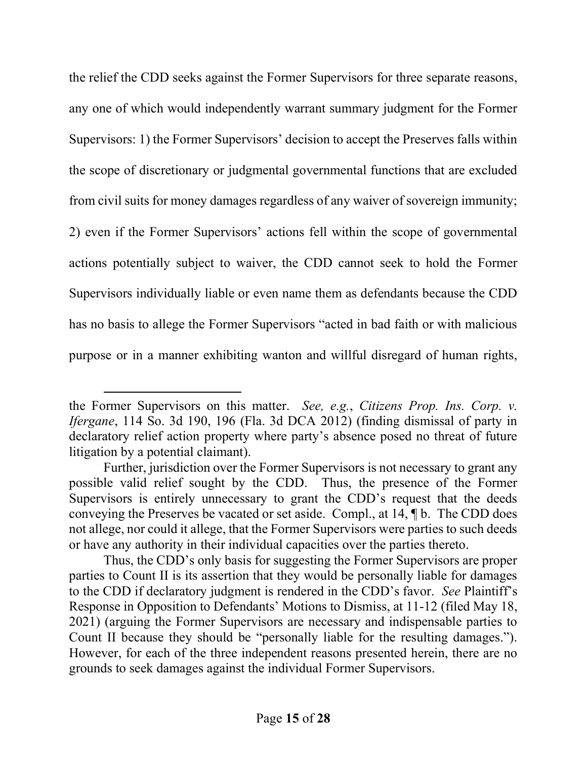the relief the CDD seeks against the Former Supervisors for three separate reasons, any one of which would independently warrant summary judgment for the Former Supervisors: 1) the Former Supervisors' decision to accept the Preserves falls within the scope of discretionary or judgmental governmental functions that are excluded from civil suits for money damages regardless of any waiver of sovereign immunity; 2) even if the Former Supervisors' actions fell within the scope of governmental actions potentially subject to waiver, the CDD cannot seek to hold the Former Supervisors individually liable or even name them as defendants because the CDD has no basis to allege the Former Supervisors "acted in bad faith or with malicious purpose or in a manner exhibiting wanton and willful disregard of human rights,

---

the Former Supervisors on this matter. *See, e.g.*, *Citizens Prop. Ins. Corp. v. Ifergane*, 114 So. 3d 190, 196 (Fla. 3d DCA 2012) (finding dismissal of party in declaratory relief action property where party's absence posed no threat of future litigation by a potential claimant).

Further, jurisdiction over the Former Supervisors is not necessary to grant any possible valid relief sought by the CDD. Thus, the presence of the Former Supervisors is entirely unnecessary to grant the CDD's request that the deeds conveying the Preserves be vacated or set aside. Compl., at 14, ¶ b. The CDD does not allege, nor could it allege, that the Former Supervisors were parties to such deeds or have any authority in their individual capacities over the parties thereto.

Thus, the CDD's only basis for suggesting the Former Supervisors are proper parties to Count II is its assertion that they would be personally liable for damages to the CDD if declaratory judgment is rendered in the CDD's favor. *See* Plaintiff's Response in Opposition to Defendants' Motions to Dismiss, at 11-12 (filed May 18, 2021) (arguing the Former Supervisors are necessary and indispensable parties to Count II because they should be "personally liable for the resulting damages."). However, for each of the three independent reasons presented herein, there are no grounds to seek damages against the individual Former Supervisors.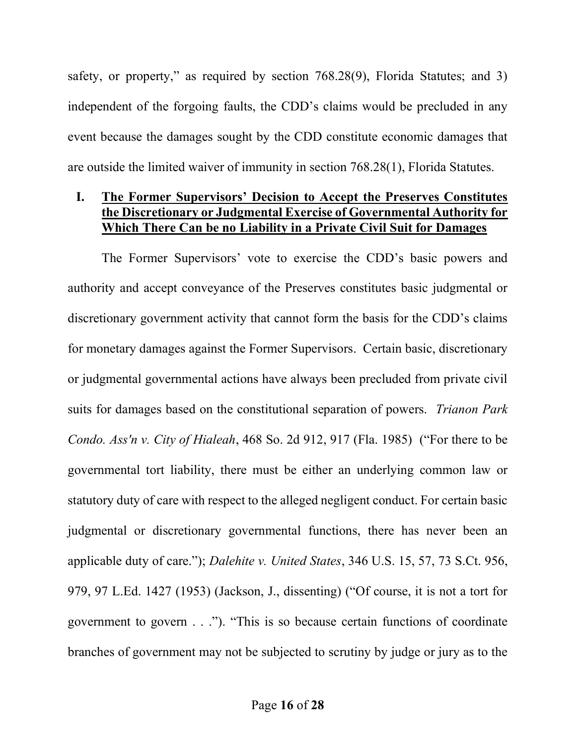safety, or property," as required by section 768.28(9), Florida Statutes; and 3) independent of the forgoing faults, the CDD's claims would be precluded in any event because the damages sought by the CDD constitute economic damages that are outside the limited waiver of immunity in section 768.28(1), Florida Statutes.

## I. **The Former Supervisors' Decision to Accept the Preserves Constitutes the Discretionary or Judgmental Exercise of Governmental Authority for Which There Can be no Liability in a Private Civil Suit for Damages**

The Former Supervisors' vote to exercise the CDD's basic powers and authority and accept conveyance of the Preserves constitutes basic judgmental or discretionary government activity that cannot form the basis for the CDD's claims for monetary damages against the Former Supervisors. Certain basic, discretionary or judgmental governmental actions have always been precluded from private civil suits for damages based on the constitutional separation of powers. *Trianon Park Condo. Ass'n v. City of Hialeah*, 468 So. 2d 912, 917 (Fla. 1985) ("For there to be governmental tort liability, there must be either an underlying common law or statutory duty of care with respect to the alleged negligent conduct. For certain basic judgmental or discretionary governmental functions, there has never been an applicable duty of care."); *Dalehite v. United States*, 346 U.S. 15, 57, 73 S.Ct. 956, 979, 97 L.Ed. 1427 (1953) (Jackson, J., dissenting) ("Of course, it is not a tort for government to govern . . ."). "This is so because certain functions of coordinate branches of government may not be subjected to scrutiny by judge or jury as to the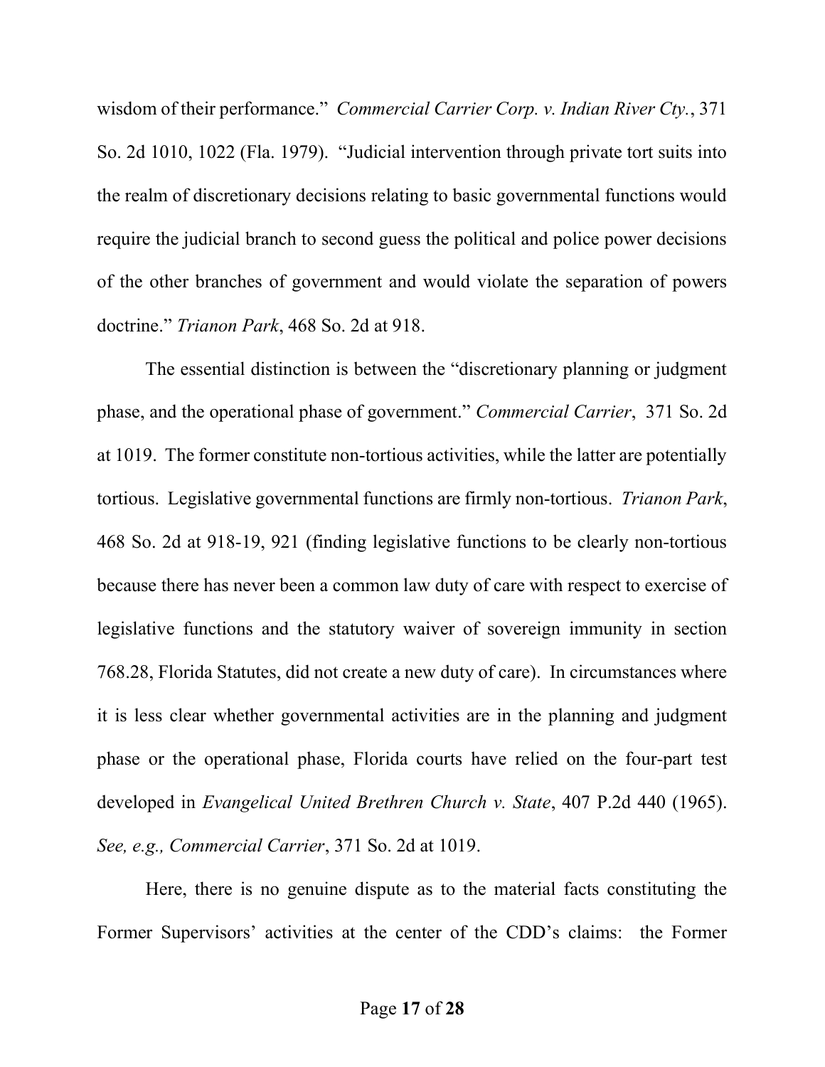wisdom of their performance." *Commercial Carrier Corp. v. Indian River Cty.*, 371 So. 2d 1010, 1022 (Fla. 1979). "Judicial intervention through private tort suits into the realm of discretionary decisions relating to basic governmental functions would require the judicial branch to second guess the political and police power decisions of the other branches of government and would violate the separation of powers doctrine." *Trianon Park*, 468 So. 2d at 918.

The essential distinction is between the "discretionary planning or judgment phase, and the operational phase of government." *Commercial Carrier*, 371 So. 2d at 1019. The former constitute non-tortious activities, while the latter are potentially tortious. Legislative governmental functions are firmly non-tortious. *Trianon Park*, 468 So. 2d at 918-19, 921 (finding legislative functions to be clearly non-tortious because there has never been a common law duty of care with respect to exercise of legislative functions and the statutory waiver of sovereign immunity in section 768.28, Florida Statutes, did not create a new duty of care). In circumstances where it is less clear whether governmental activities are in the planning and judgment phase or the operational phase, Florida courts have relied on the four-part test developed in *Evangelical United Brethren Church v. State*, 407 P.2d 440 (1965). *See, e.g., Commercial Carrier*, 371 So. 2d at 1019.

Here, there is no genuine dispute as to the material facts constituting the Former Supervisors' activities at the center of the CDD's claims: the Former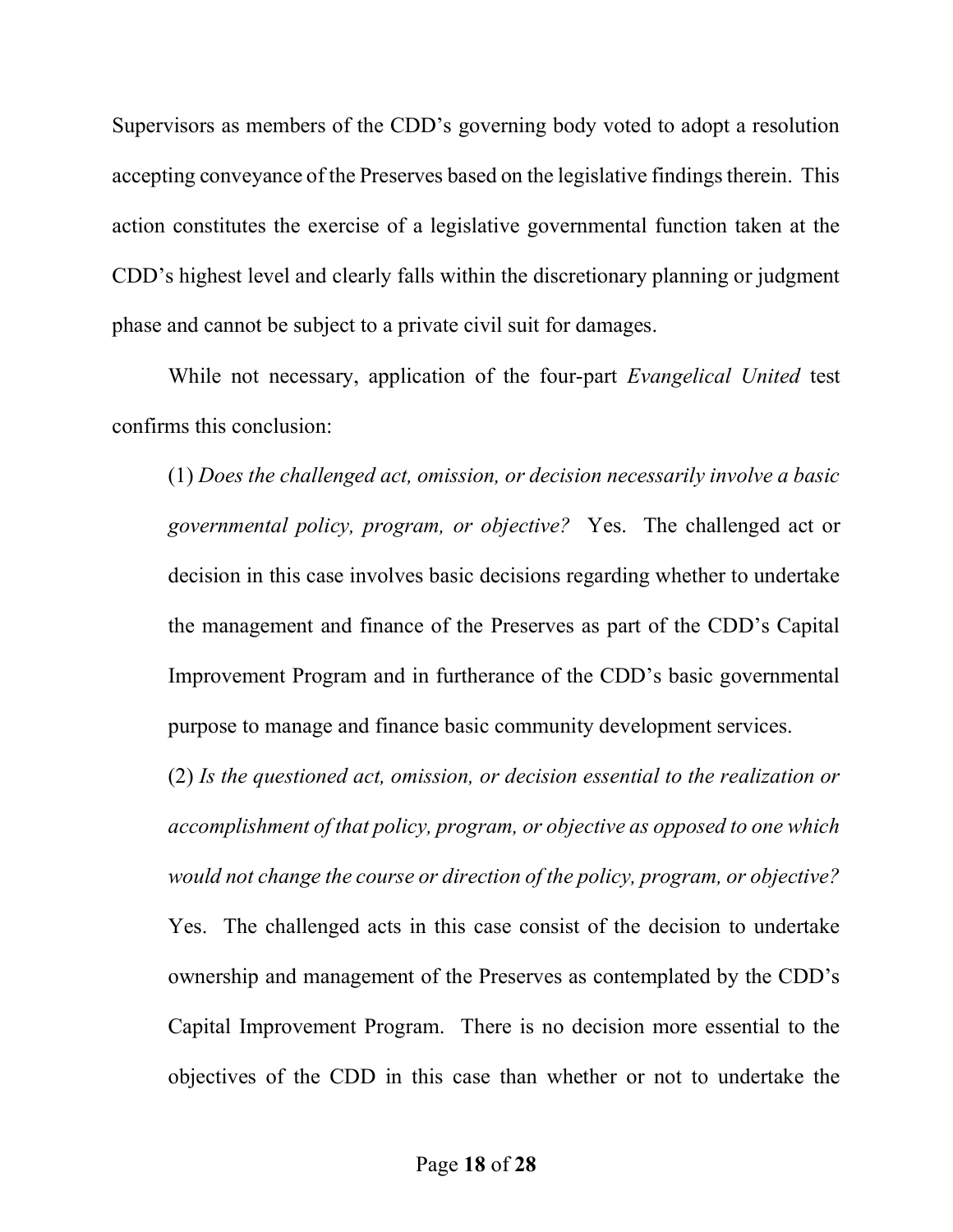Supervisors as members of the CDD's governing body voted to adopt a resolution accepting conveyance of the Preserves based on the legislative findings therein. This action constitutes the exercise of a legislative governmental function taken at the CDD's highest level and clearly falls within the discretionary planning or judgment phase and cannot be subject to a private civil suit for damages.

While not necessary, application of the four-part *Evangelical United* test confirms this conclusion:

> (1) *Does the challenged act, omission, or decision necessarily involve a basic governmental policy, program, or objective?* Yes. The challenged act or decision in this case involves basic decisions regarding whether to undertake the management and finance of the Preserves as part of the CDD's Capital Improvement Program and in furtherance of the CDD's basic governmental purpose to manage and finance basic community development services.
>
> (2) *Is the questioned act, omission, or decision essential to the realization or accomplishment of that policy, program, or objective as opposed to one which would not change the course or direction of the policy, program, or objective?* Yes. The challenged acts in this case consist of the decision to undertake ownership and management of the Preserves as contemplated by the CDD's Capital Improvement Program. There is no decision more essential to the objectives of the CDD in this case than whether or not to undertake the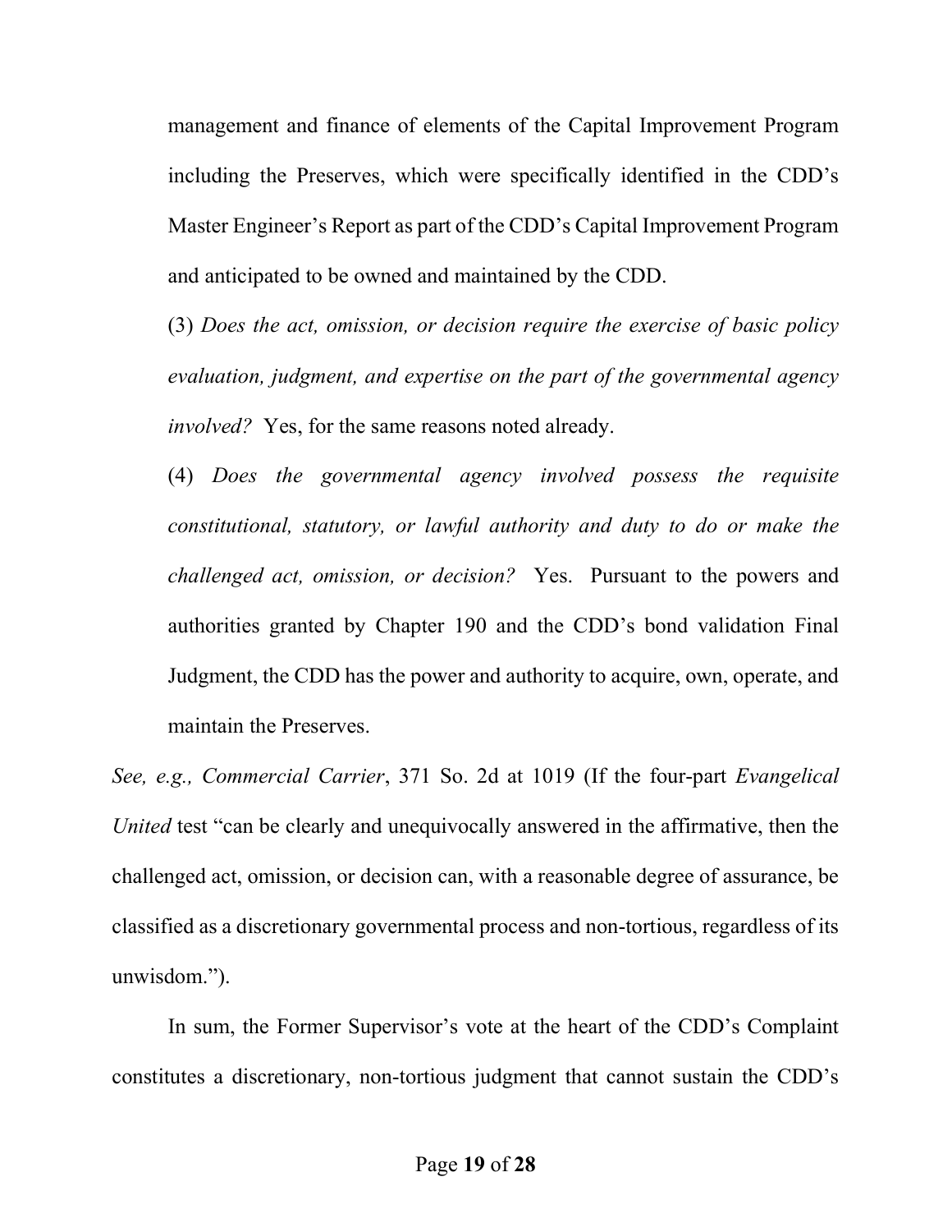management and finance of elements of the Capital Improvement Program including the Preserves, which were specifically identified in the CDD's Master Engineer's Report as part of the CDD's Capital Improvement Program and anticipated to be owned and maintained by the CDD.

(3) *Does the act, omission, or decision require the exercise of basic policy evaluation, judgment, and expertise on the part of the governmental agency involved?* Yes, for the same reasons noted already.

(4) *Does the governmental agency involved possess the requisite constitutional, statutory, or lawful authority and duty to do or make the challenged act, omission, or decision?* Yes. Pursuant to the powers and authorities granted by Chapter 190 and the CDD's bond validation Final Judgment, the CDD has the power and authority to acquire, own, operate, and maintain the Preserves.

*See, e.g., Commercial Carrier*, 371 So. 2d at 1019 (If the four-part *Evangelical United* test "can be clearly and unequivocally answered in the affirmative, then the challenged act, omission, or decision can, with a reasonable degree of assurance, be classified as a discretionary governmental process and non-tortious, regardless of its unwisdom.").

In sum, the Former Supervisor's vote at the heart of the CDD's Complaint constitutes a discretionary, non-tortious judgment that cannot sustain the CDD's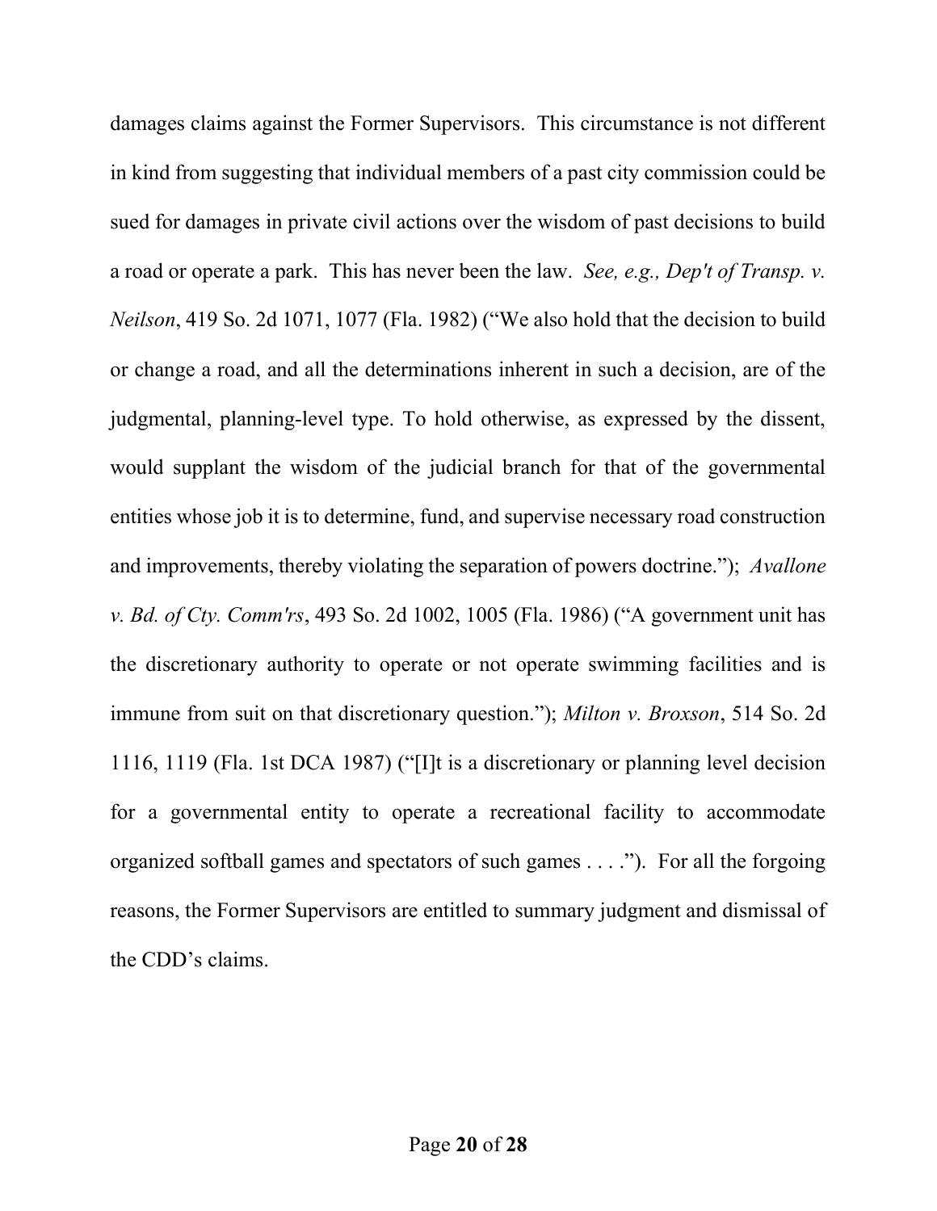damages claims against the Former Supervisors. This circumstance is not different in kind from suggesting that individual members of a past city commission could be sued for damages in private civil actions over the wisdom of past decisions to build a road or operate a park. This has never been the law. *See, e.g., Dep't of Transp. v. Neilson*, 419 So. 2d 1071, 1077 (Fla. 1982) ("We also hold that the decision to build or change a road, and all the determinations inherent in such a decision, are of the judgmental, planning-level type. To hold otherwise, as expressed by the dissent, would supplant the wisdom of the judicial branch for that of the governmental entities whose job it is to determine, fund, and supervise necessary road construction and improvements, thereby violating the separation of powers doctrine."); *Avallone v. Bd. of Cty. Comm'rs*, 493 So. 2d 1002, 1005 (Fla. 1986) ("A government unit has the discretionary authority to operate or not operate swimming facilities and is immune from suit on that discretionary question."); *Milton v. Broxson*, 514 So. 2d 1116, 1119 (Fla. 1st DCA 1987) ("[I]t is a discretionary or planning level decision for a governmental entity to operate a recreational facility to accommodate organized softball games and spectators of such games . . . ."). For all the forgoing reasons, the Former Supervisors are entitled to summary judgment and dismissal of the CDD's claims.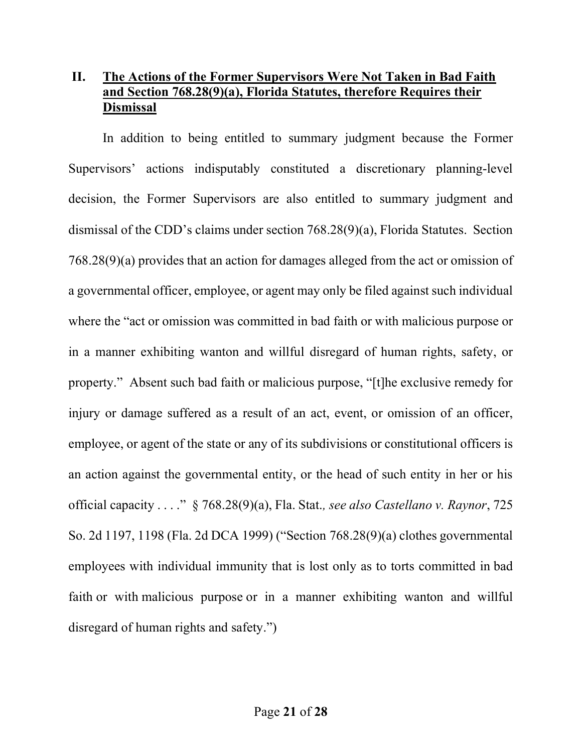## II. <u>The Actions of the Former Supervisors Were Not Taken in Bad Faith and Section 768.28(9)(a), Florida Statutes, therefore Requires their Dismissal</u>

In addition to being entitled to summary judgment because the Former Supervisors' actions indisputably constituted a discretionary planning-level decision, the Former Supervisors are also entitled to summary judgment and dismissal of the CDD's claims under section 768.28(9)(a), Florida Statutes. Section 768.28(9)(a) provides that an action for damages alleged from the act or omission of a governmental officer, employee, or agent may only be filed against such individual where the "act or omission was committed in bad faith or with malicious purpose or in a manner exhibiting wanton and willful disregard of human rights, safety, or property." Absent such bad faith or malicious purpose, "[t]he exclusive remedy for injury or damage suffered as a result of an act, event, or omission of an officer, employee, or agent of the state or any of its subdivisions or constitutional officers is an action against the governmental entity, or the head of such entity in her or his official capacity . . . ." § 768.28(9)(a), Fla. Stat.*, see also Castellano v. Raynor*, 725 So. 2d 1197, 1198 (Fla. 2d DCA 1999) ("Section 768.28(9)(a) clothes governmental employees with individual immunity that is lost only as to torts committed in bad faith or with malicious purpose or in a manner exhibiting wanton and willful disregard of human rights and safety.")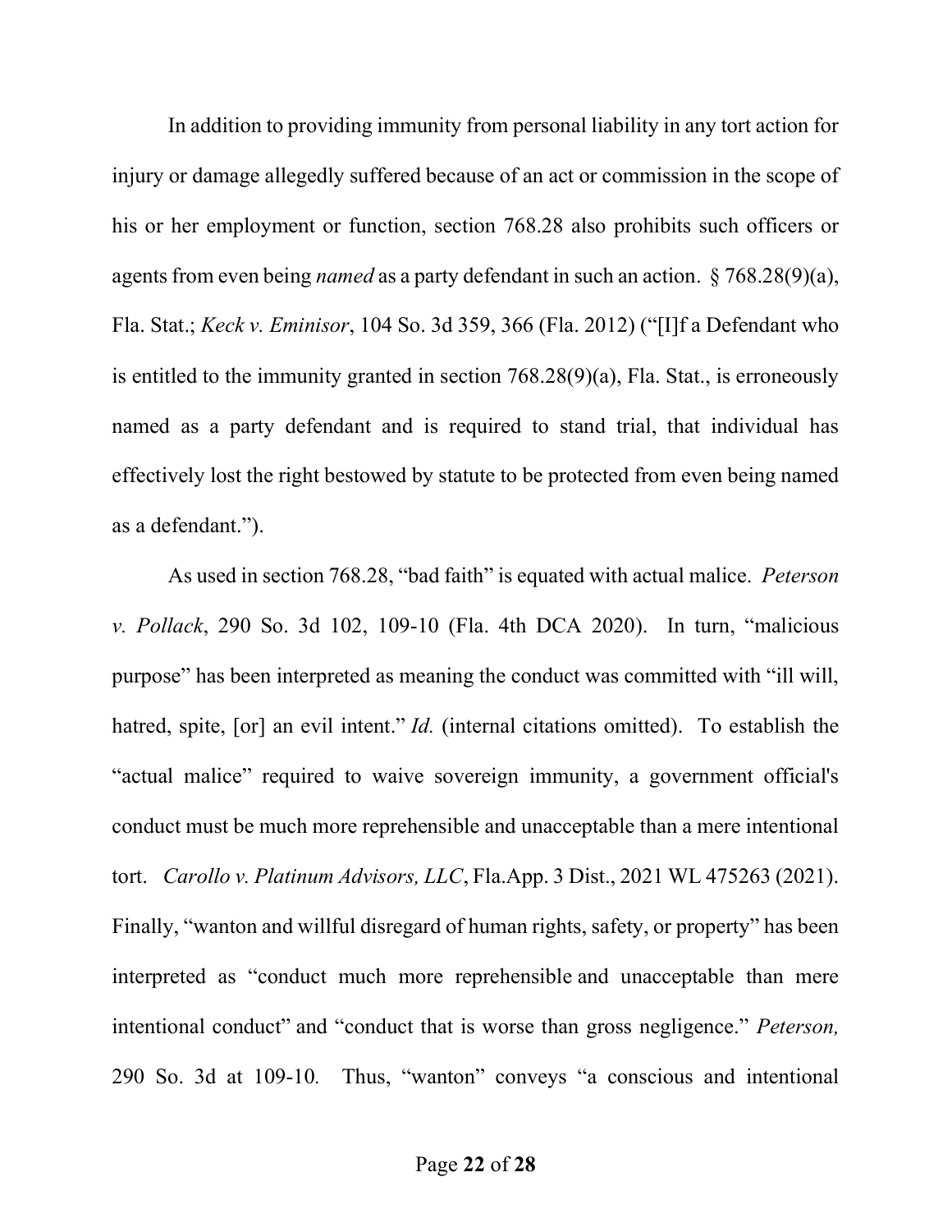In addition to providing immunity from personal liability in any tort action for injury or damage allegedly suffered because of an act or commission in the scope of his or her employment or function, section 768.28 also prohibits such officers or agents from even being *named* as a party defendant in such an action. § 768.28(9)(a), Fla. Stat.; *Keck v. Eminisor*, 104 So. 3d 359, 366 (Fla. 2012) ("[I]f a Defendant who is entitled to the immunity granted in section 768.28(9)(a), Fla. Stat., is erroneously named as a party defendant and is required to stand trial, that individual has effectively lost the right bestowed by statute to be protected from even being named as a defendant.").

As used in section 768.28, "bad faith" is equated with actual malice. *Peterson v. Pollack*, 290 So. 3d 102, 109-10 (Fla. 4th DCA 2020). In turn, "malicious purpose" has been interpreted as meaning the conduct was committed with "ill will, hatred, spite, [or] an evil intent." *Id.* (internal citations omitted). To establish the "actual malice" required to waive sovereign immunity, a government official's conduct must be much more reprehensible and unacceptable than a mere intentional tort. *Carollo v. Platinum Advisors, LLC*, Fla.App. 3 Dist., 2021 WL 475263 (2021). Finally, "wanton and willful disregard of human rights, safety, or property" has been interpreted as "conduct much more reprehensible and unacceptable than mere intentional conduct" and "conduct that is worse than gross negligence." *Peterson,* 290 So. 3d at 109-10*.* Thus, "wanton" conveys "a conscious and intentional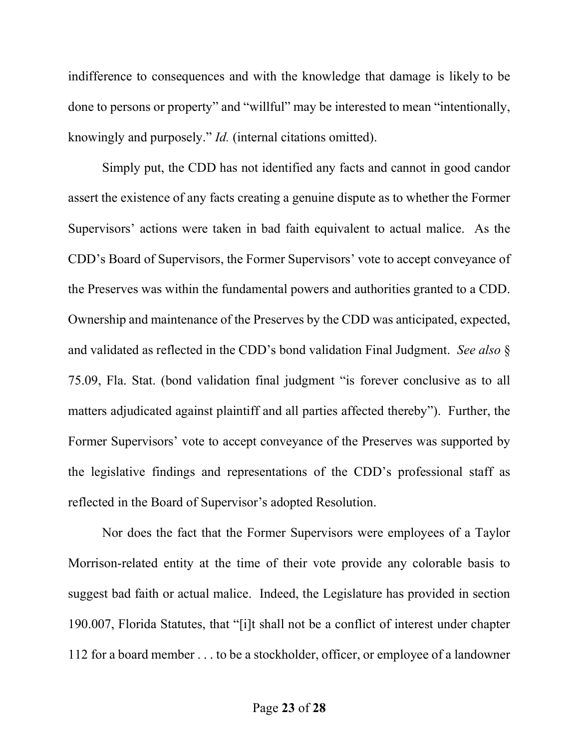indifference to consequences and with the knowledge that damage is likely to be done to persons or property" and "willful" may be interested to mean "intentionally, knowingly and purposely." *Id.* (internal citations omitted).

Simply put, the CDD has not identified any facts and cannot in good candor assert the existence of any facts creating a genuine dispute as to whether the Former Supervisors' actions were taken in bad faith equivalent to actual malice. As the CDD's Board of Supervisors, the Former Supervisors' vote to accept conveyance of the Preserves was within the fundamental powers and authorities granted to a CDD. Ownership and maintenance of the Preserves by the CDD was anticipated, expected, and validated as reflected in the CDD's bond validation Final Judgment. *See also* § 75.09, Fla. Stat. (bond validation final judgment "is forever conclusive as to all matters adjudicated against plaintiff and all parties affected thereby"). Further, the Former Supervisors' vote to accept conveyance of the Preserves was supported by the legislative findings and representations of the CDD's professional staff as reflected in the Board of Supervisor's adopted Resolution.

Nor does the fact that the Former Supervisors were employees of a Taylor Morrison-related entity at the time of their vote provide any colorable basis to suggest bad faith or actual malice. Indeed, the Legislature has provided in section 190.007, Florida Statutes, that "[i]t shall not be a conflict of interest under chapter 112 for a board member . . . to be a stockholder, officer, or employee of a landowner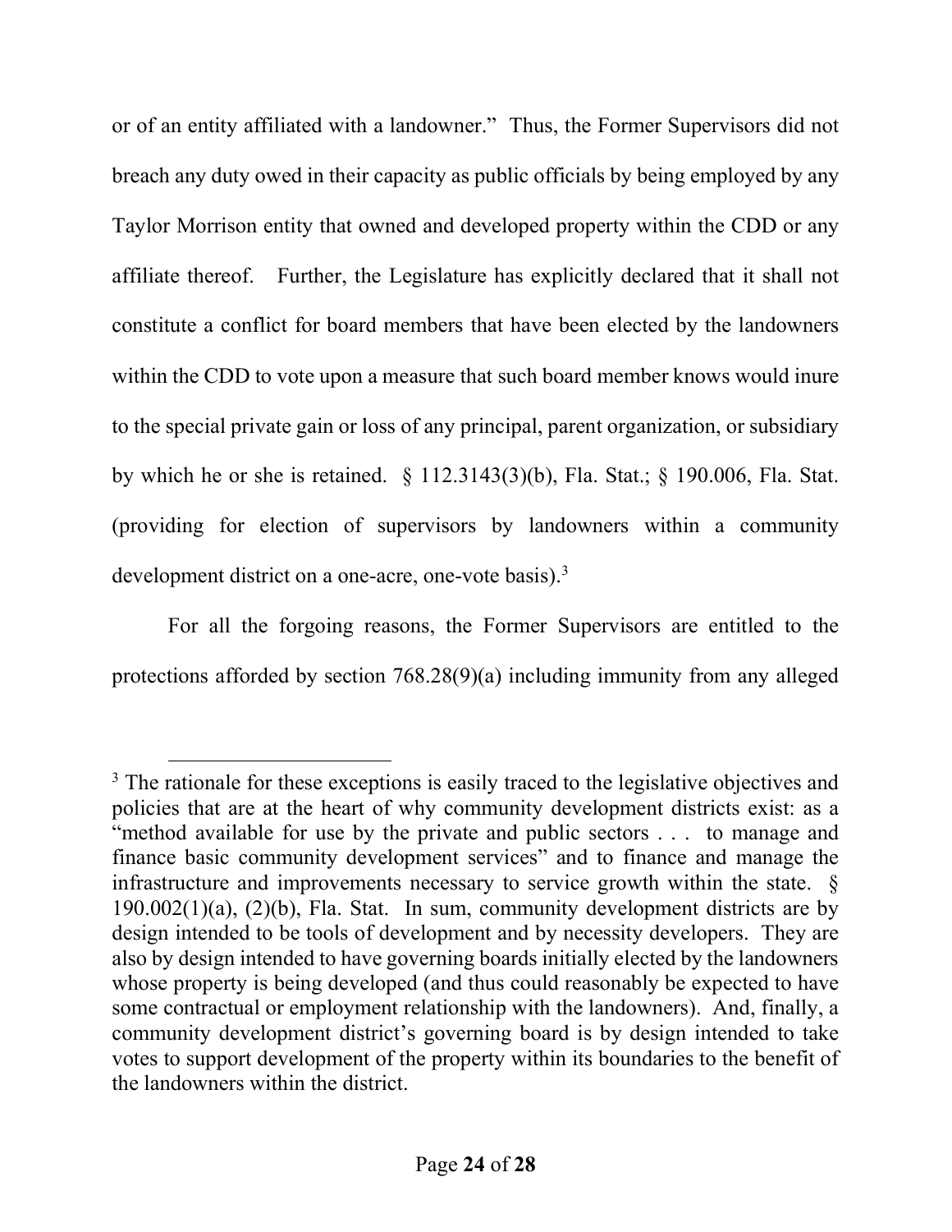or of an entity affiliated with a landowner." Thus, the Former Supervisors did not breach any duty owed in their capacity as public officials by being employed by any Taylor Morrison entity that owned and developed property within the CDD or any affiliate thereof. Further, the Legislature has explicitly declared that it shall not constitute a conflict for board members that have been elected by the landowners within the CDD to vote upon a measure that such board member knows would inure to the special private gain or loss of any principal, parent organization, or subsidiary by which he or she is retained. § 112.3143(3)(b), Fla. Stat.; § 190.006, Fla. Stat. (providing for election of supervisors by landowners within a community development district on a one-acre, one-vote basis).[3]

For all the forgoing reasons, the Former Supervisors are entitled to the protections afforded by section 768.28(9)(a) including immunity from any alleged

[3] The rationale for these exceptions is easily traced to the legislative objectives and policies that are at the heart of why community development districts exist: as a "method available for use by the private and public sectors . . . to manage and finance basic community development services" and to finance and manage the infrastructure and improvements necessary to service growth within the state. § 190.002(1)(a), (2)(b), Fla. Stat. In sum, community development districts are by design intended to be tools of development and by necessity developers. They are also by design intended to have governing boards initially elected by the landowners whose property is being developed (and thus could reasonably be expected to have some contractual or employment relationship with the landowners). And, finally, a community development district's governing board is by design intended to take votes to support development of the property within its boundaries to the benefit of the landowners within the district.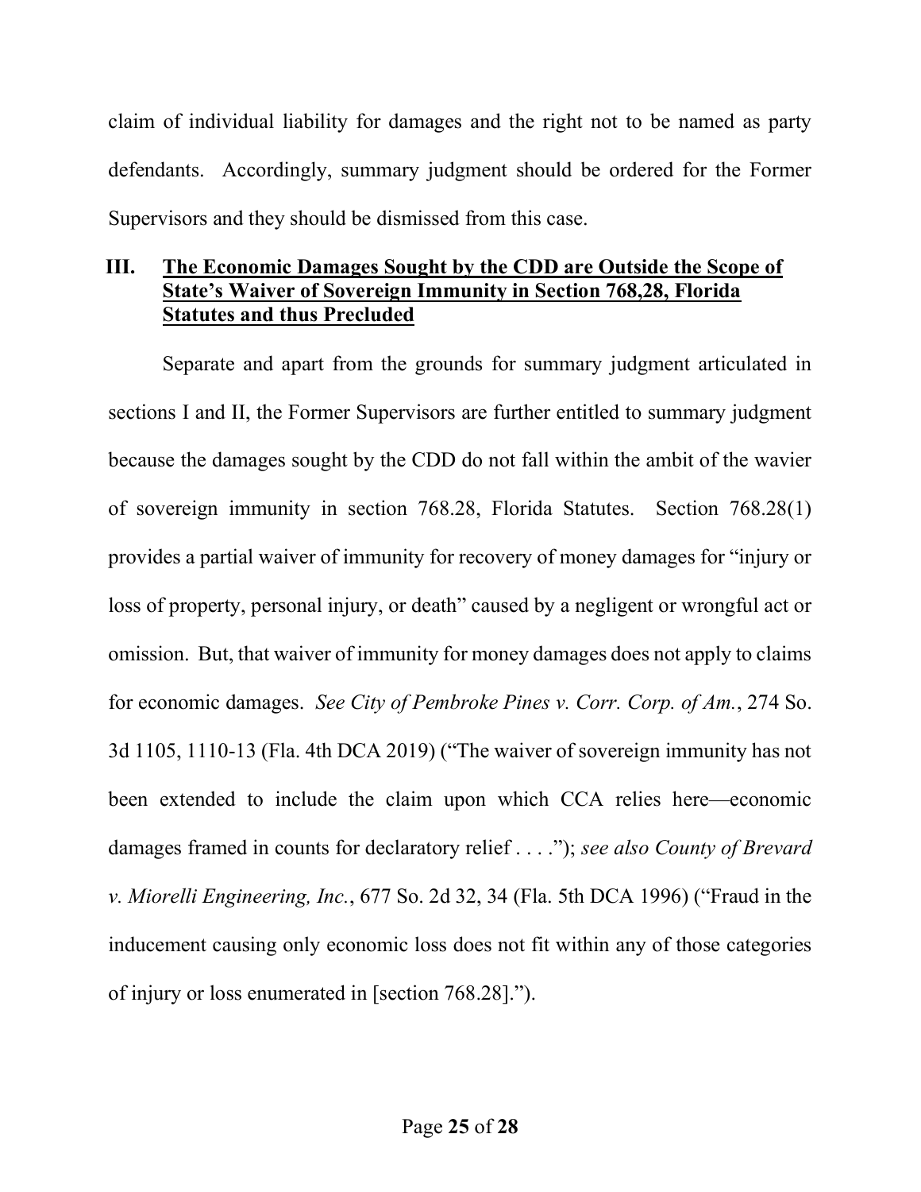claim of individual liability for damages and the right not to be named as party defendants. Accordingly, summary judgment should be ordered for the Former Supervisors and they should be dismissed from this case.

## III. <u>The Economic Damages Sought by the CDD are Outside the Scope of State's Waiver of Sovereign Immunity in Section 768,28, Florida Statutes and thus Precluded</u>

Separate and apart from the grounds for summary judgment articulated in sections I and II, the Former Supervisors are further entitled to summary judgment because the damages sought by the CDD do not fall within the ambit of the wavier of sovereign immunity in section 768.28, Florida Statutes. Section 768.28(1) provides a partial waiver of immunity for recovery of money damages for "injury or loss of property, personal injury, or death" caused by a negligent or wrongful act or omission. But, that waiver of immunity for money damages does not apply to claims for economic damages. *See City of Pembroke Pines v. Corr. Corp. of Am.*, 274 So. 3d 1105, 1110-13 (Fla. 4th DCA 2019) ("The waiver of sovereign immunity has not been extended to include the claim upon which CCA relies here—economic damages framed in counts for declaratory relief . . . ."); *see also County of Brevard v. Miorelli Engineering, Inc.*, 677 So. 2d 32, 34 (Fla. 5th DCA 1996) ("Fraud in the inducement causing only economic loss does not fit within any of those categories of injury or loss enumerated in [section 768.28].").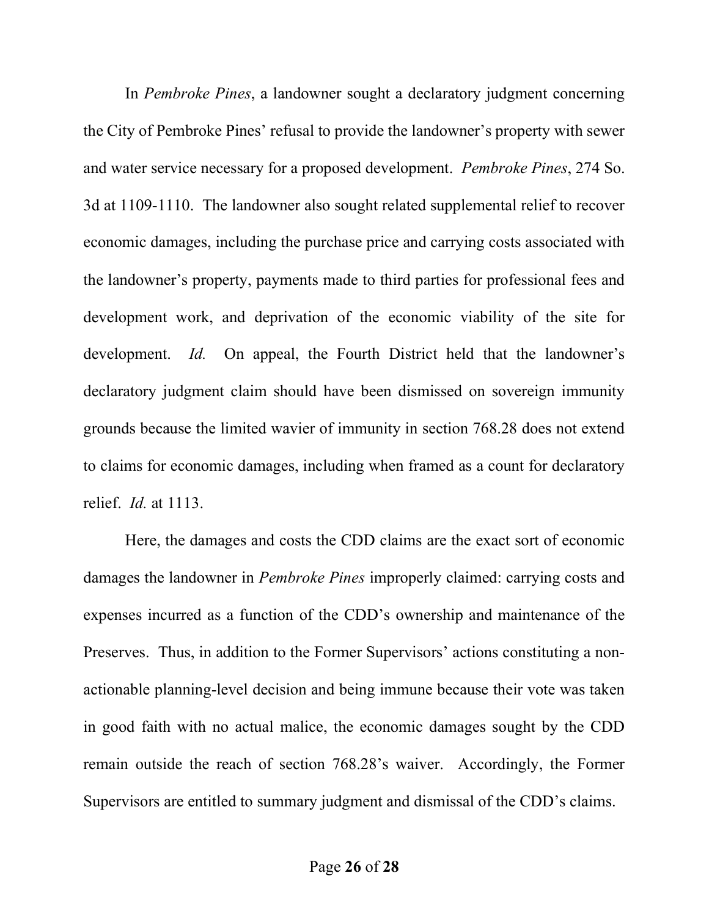In *Pembroke Pines*, a landowner sought a declaratory judgment concerning the City of Pembroke Pines' refusal to provide the landowner's property with sewer and water service necessary for a proposed development. *Pembroke Pines*, 274 So. 3d at 1109-1110. The landowner also sought related supplemental relief to recover economic damages, including the purchase price and carrying costs associated with the landowner's property, payments made to third parties for professional fees and development work, and deprivation of the economic viability of the site for development. *Id.* On appeal, the Fourth District held that the landowner's declaratory judgment claim should have been dismissed on sovereign immunity grounds because the limited wavier of immunity in section 768.28 does not extend to claims for economic damages, including when framed as a count for declaratory relief. *Id.* at 1113.

Here, the damages and costs the CDD claims are the exact sort of economic damages the landowner in *Pembroke Pines* improperly claimed: carrying costs and expenses incurred as a function of the CDD's ownership and maintenance of the Preserves. Thus, in addition to the Former Supervisors' actions constituting a non-actionable planning-level decision and being immune because their vote was taken in good faith with no actual malice, the economic damages sought by the CDD remain outside the reach of section 768.28's waiver. Accordingly, the Former Supervisors are entitled to summary judgment and dismissal of the CDD's claims.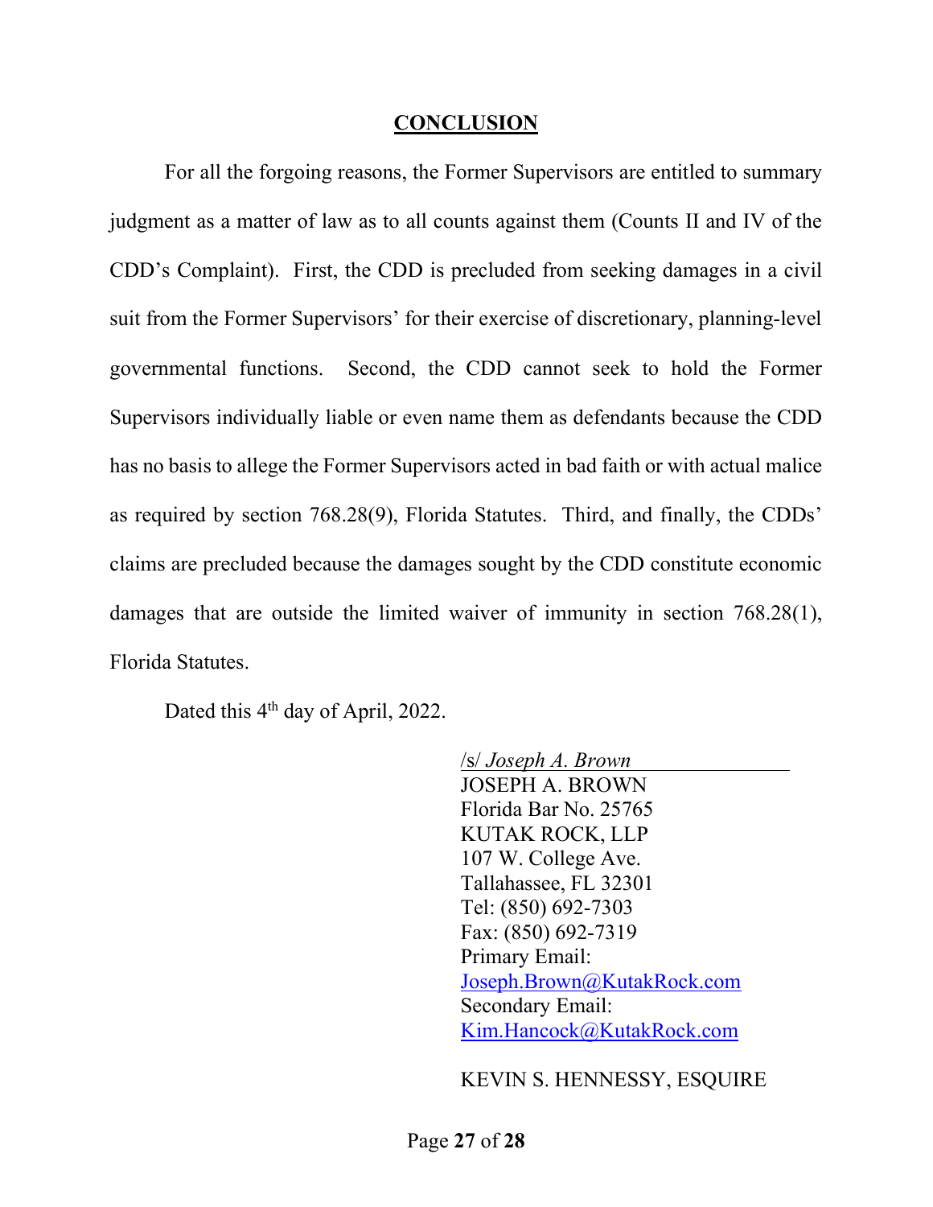## CONCLUSION

For all the forgoing reasons, the Former Supervisors are entitled to summary judgment as a matter of law as to all counts against them (Counts II and IV of the CDD's Complaint). First, the CDD is precluded from seeking damages in a civil suit from the Former Supervisors' for their exercise of discretionary, planning-level governmental functions. Second, the CDD cannot seek to hold the Former Supervisors individually liable or even name them as defendants because the CDD has no basis to allege the Former Supervisors acted in bad faith or with actual malice as required by section 768.28(9), Florida Statutes. Third, and finally, the CDDs' claims are precluded because the damages sought by the CDD constitute economic damages that are outside the limited waiver of immunity in section 768.28(1), Florida Statutes.

Dated this 4th day of April, 2022.

/s/ *Joseph A. Brown*
JOSEPH A. BROWN
Florida Bar No. 25765
KUTAK ROCK, LLP
107 W. College Ave.
Tallahassee, FL 32301
Tel: (850) 692-7303
Fax: (850) 692-7319
Primary Email:
Joseph.Brown@KutakRock.com
Secondary Email:
Kim.Hancock@KutakRock.com

KEVIN S. HENNESSY, ESQUIRE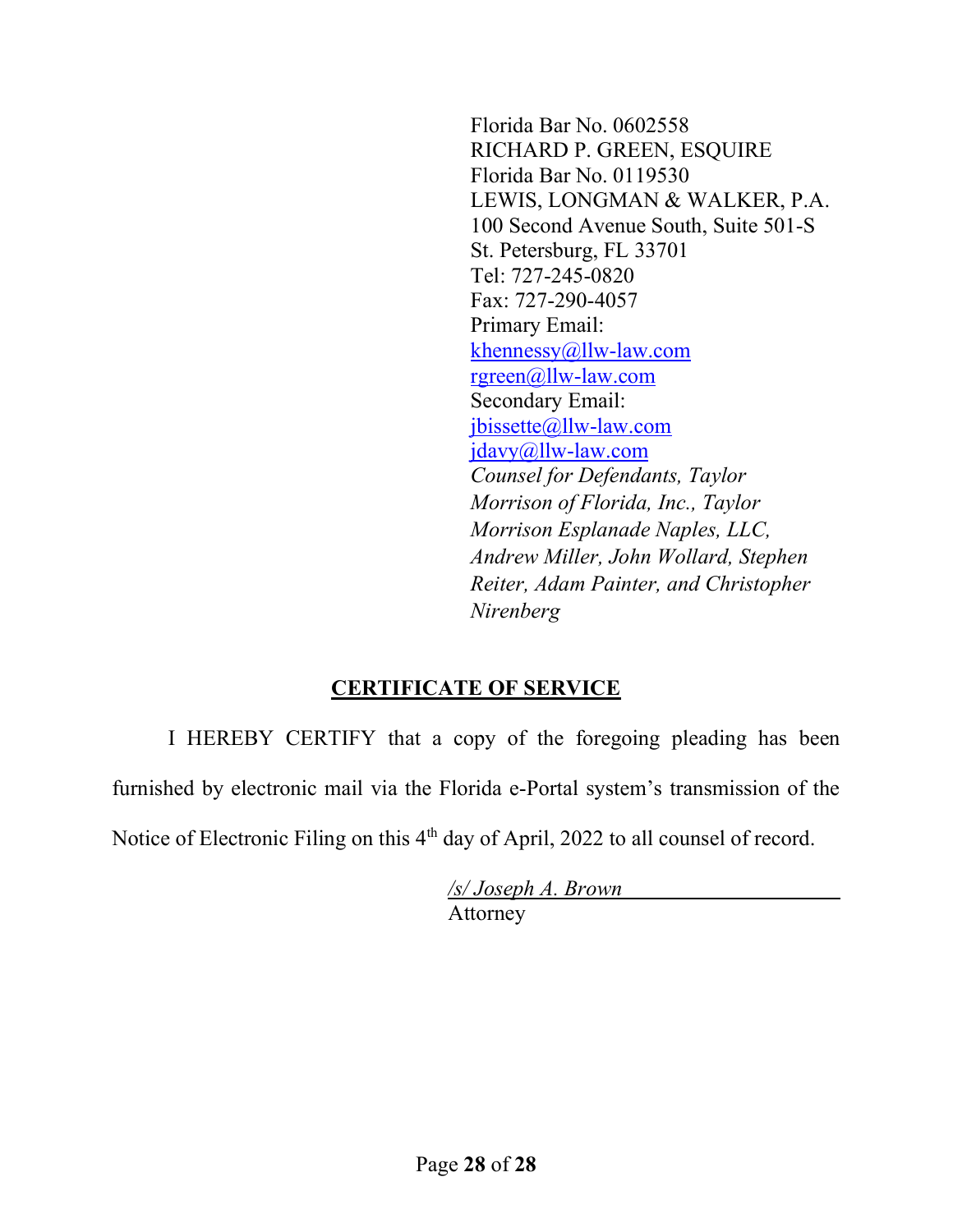Florida Bar No. 0602558
RICHARD P. GREEN, ESQUIRE
Florida Bar No. 0119530
LEWIS, LONGMAN & WALKER, P.A.
100 Second Avenue South, Suite 501-S
St. Petersburg, FL 33701
Tel: 727-245-0820
Fax: 727-290-4057
Primary Email:
khennessy@llw-law.com
rgreen@llw-law.com
Secondary Email:
jbissette@llw-law.com
jdavy@llw-law.com
*Counsel for Defendants, Taylor Morrison of Florida, Inc., Taylor Morrison Esplanade Naples, LLC, Andrew Miller, John Wollard, Stephen Reiter, Adam Painter, and Christopher Nirenberg*

## CERTIFICATE OF SERVICE

I HEREBY CERTIFY that a copy of the foregoing pleading has been furnished by electronic mail via the Florida e-Portal system's transmission of the Notice of Electronic Filing on this 4th day of April, 2022 to all counsel of record.

*/s/ Joseph A. Brown*
Attorney